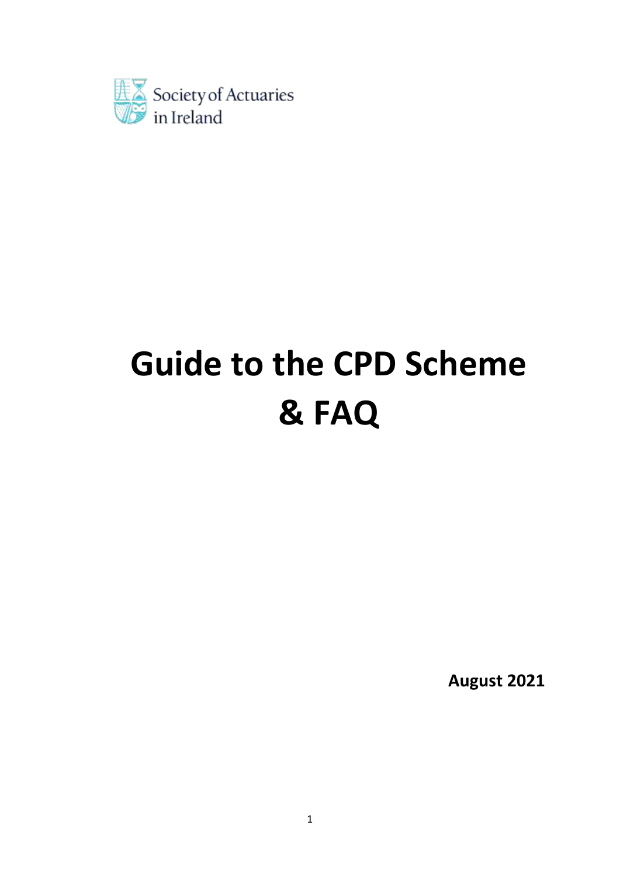Society of Actuaries in Ireland

# Guide to the CPD Scheme & FAQ

**August 2021**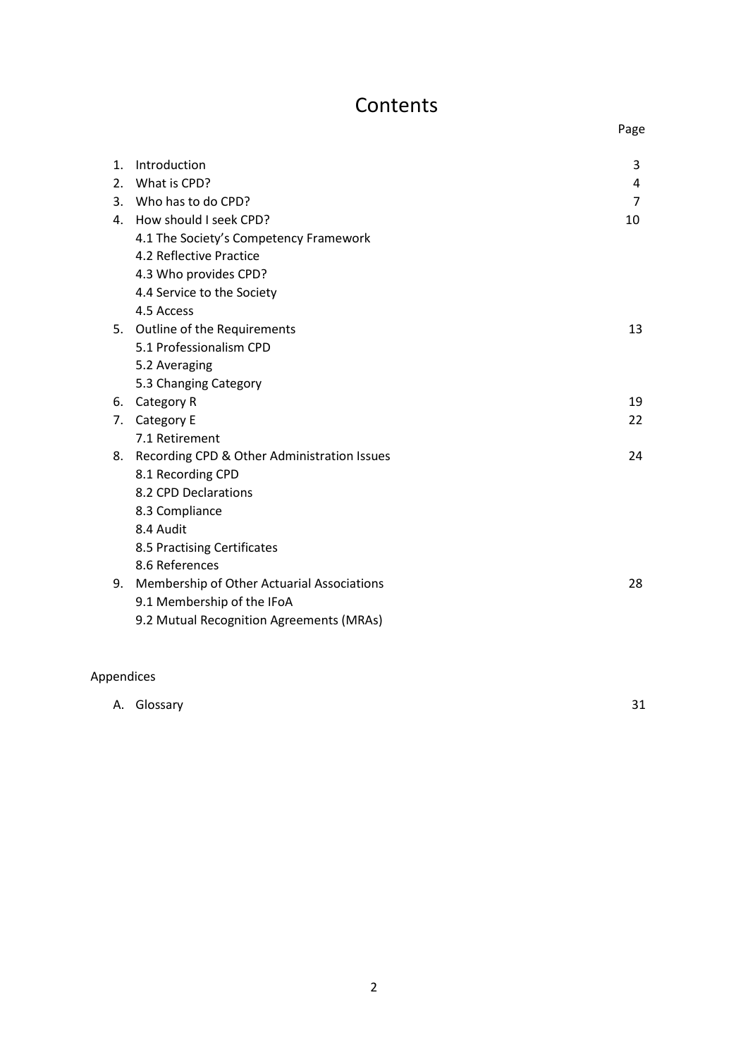# Contents

| | | Page |
|---|---|---|
| 1. | Introduction | 3 |
| 2. | What is CPD? | 4 |
| 3. | Who has to do CPD? | 7 |
| 4. | How should I seek CPD? | 10 |
| | 4.1 The Society's Competency Framework | |
| | 4.2 Reflective Practice | |
| | 4.3 Who provides CPD? | |
| | 4.4 Service to the Society | |
| | 4.5 Access | |
| 5. | Outline of the Requirements | 13 |
| | 5.1 Professionalism CPD | |
| | 5.2 Averaging | |
| | 5.3 Changing Category | |
| 6. | Category R | 19 |
| 7. | Category E | 22 |
| | 7.1 Retirement | |
| 8. | Recording CPD & Other Administration Issues | 24 |
| | 8.1 Recording CPD | |
| | 8.2 CPD Declarations | |
| | 8.3 Compliance | |
| | 8.4 Audit | |
| | 8.5 Practising Certificates | |
| | 8.6 References | |
| 9. | Membership of Other Actuarial Associations | 28 |
| | 9.1 Membership of the IFoA | |
| | 9.2 Mutual Recognition Agreements (MRAs) | |

Appendices

| | | |
|---|---|---|
| A. | Glossary | 31 |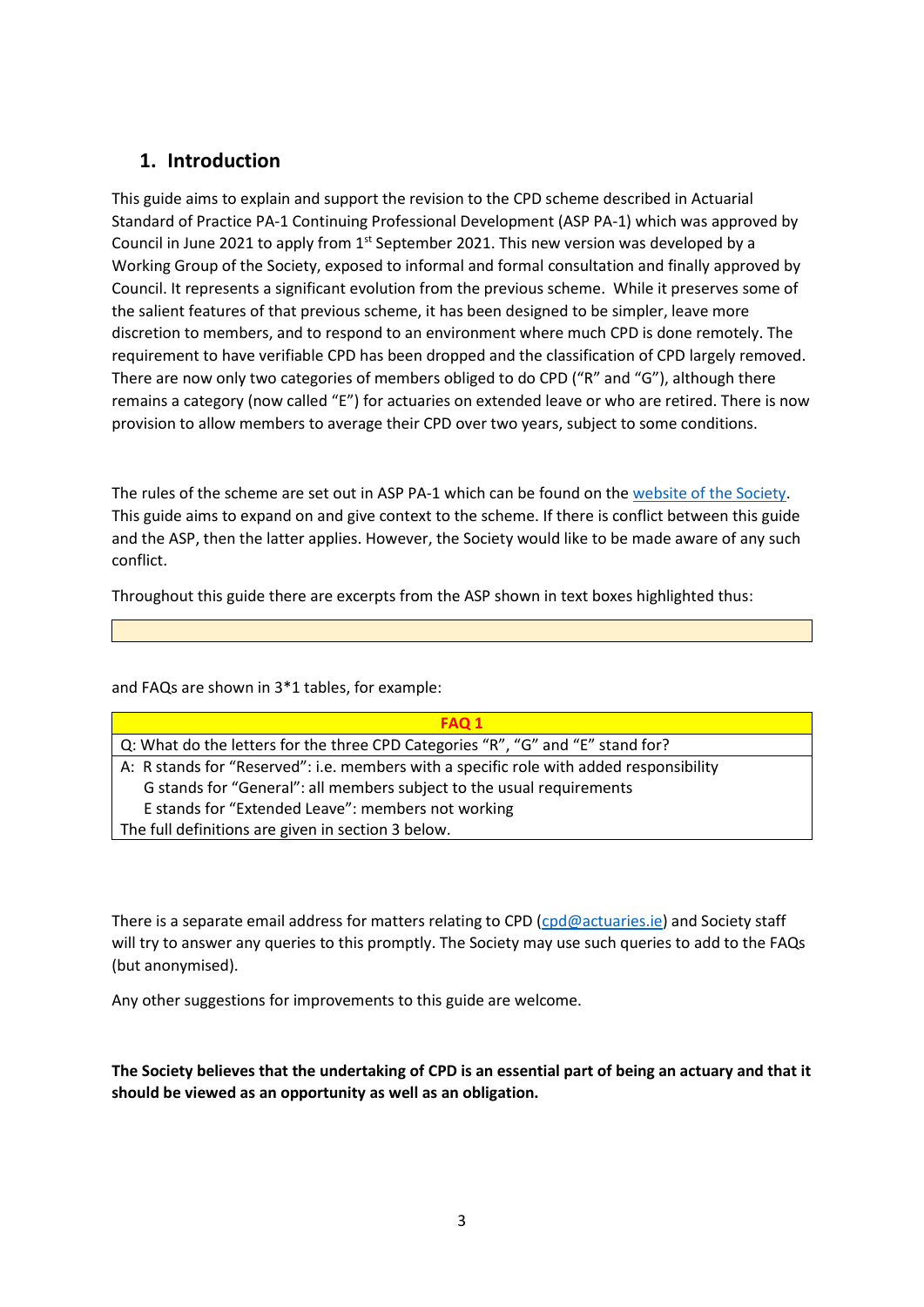## 1. Introduction

This guide aims to explain and support the revision to the CPD scheme described in Actuarial Standard of Practice PA-1 Continuing Professional Development (ASP PA-1) which was approved by Council in June 2021 to apply from 1st September 2021. This new version was developed by a Working Group of the Society, exposed to informal and formal consultation and finally approved by Council. It represents a significant evolution from the previous scheme. While it preserves some of the salient features of that previous scheme, it has been designed to be simpler, leave more discretion to members, and to respond to an environment where much CPD is done remotely. The requirement to have verifiable CPD has been dropped and the classification of CPD largely removed. There are now only two categories of members obliged to do CPD ("R" and "G"), although there remains a category (now called "E") for actuaries on extended leave or who are retired. There is now provision to allow members to average their CPD over two years, subject to some conditions.

The rules of the scheme are set out in ASP PA-1 which can be found on the website of the Society. This guide aims to expand on and give context to the scheme. If there is conflict between this guide and the ASP, then the latter applies. However, the Society would like to be made aware of any such conflict.

Throughout this guide there are excerpts from the ASP shown in text boxes highlighted thus:

| |
|---|

and FAQs are shown in 3*1 tables, for example:

| FAQ 1 |
|---|
| Q: What do the letters for the three CPD Categories "R", "G" and "E" stand for? |
| A: R stands for "Reserved": i.e. members with a specific role with added responsibility<br>G stands for "General": all members subject to the usual requirements<br>E stands for "Extended Leave": members not working<br>The full definitions are given in section 3 below. |

There is a separate email address for matters relating to CPD (cpd@actuaries.ie) and Society staff will try to answer any queries to this promptly. The Society may use such queries to add to the FAQs (but anonymised).

Any other suggestions for improvements to this guide are welcome.

**The Society believes that the undertaking of CPD is an essential part of being an actuary and that it should be viewed as an opportunity as well as an obligation.**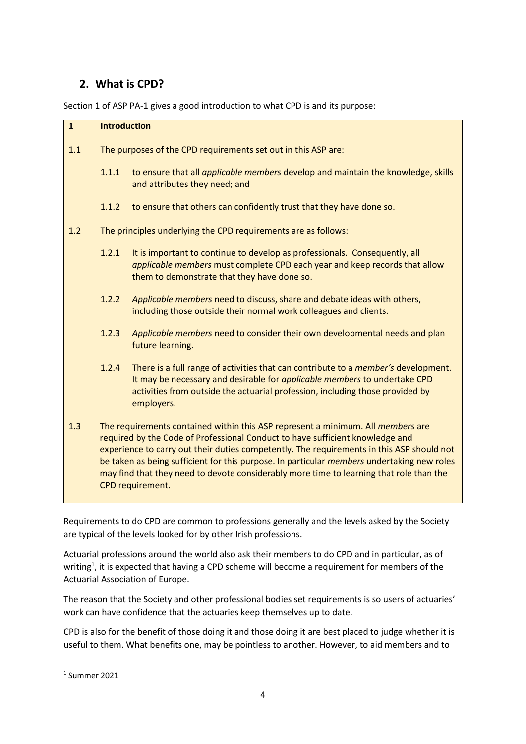## 2. What is CPD?

Section 1 of ASP PA-1 gives a good introduction to what CPD is and its purpose:

> **1 Introduction**
>
> 1.1 The purposes of the CPD requirements set out in this ASP are:
>
> 1.1.1 to ensure that all *applicable members* develop and maintain the knowledge, skills and attributes they need; and
>
> 1.1.2 to ensure that others can confidently trust that they have done so.
>
> 1.2 The principles underlying the CPD requirements are as follows:
>
> 1.2.1 It is important to continue to develop as professionals. Consequently, all *applicable members* must complete CPD each year and keep records that allow them to demonstrate that they have done so.
>
> 1.2.2 *Applicable members* need to discuss, share and debate ideas with others, including those outside their normal work colleagues and clients.
>
> 1.2.3 *Applicable members* need to consider their own developmental needs and plan future learning.
>
> 1.2.4 There is a full range of activities that can contribute to a *member's* development. It may be necessary and desirable for *applicable members* to undertake CPD activities from outside the actuarial profession, including those provided by employers.
>
> 1.3 The requirements contained within this ASP represent a minimum. All *members* are required by the Code of Professional Conduct to have sufficient knowledge and experience to carry out their duties competently. The requirements in this ASP should not be taken as being sufficient for this purpose. In particular *members* undertaking new roles may find that they need to devote considerably more time to learning that role than the CPD requirement.

Requirements to do CPD are common to professions generally and the levels asked by the Society are typical of the levels looked for by other Irish professions.

Actuarial professions around the world also ask their members to do CPD and in particular, as of writing[1], it is expected that having a CPD scheme will become a requirement for members of the Actuarial Association of Europe.

The reason that the Society and other professional bodies set requirements is so users of actuaries' work can have confidence that the actuaries keep themselves up to date.

CPD is also for the benefit of those doing it and those doing it are best placed to judge whether it is useful to them. What benefits one, may be pointless to another. However, to aid members and to

[1] Summer 2021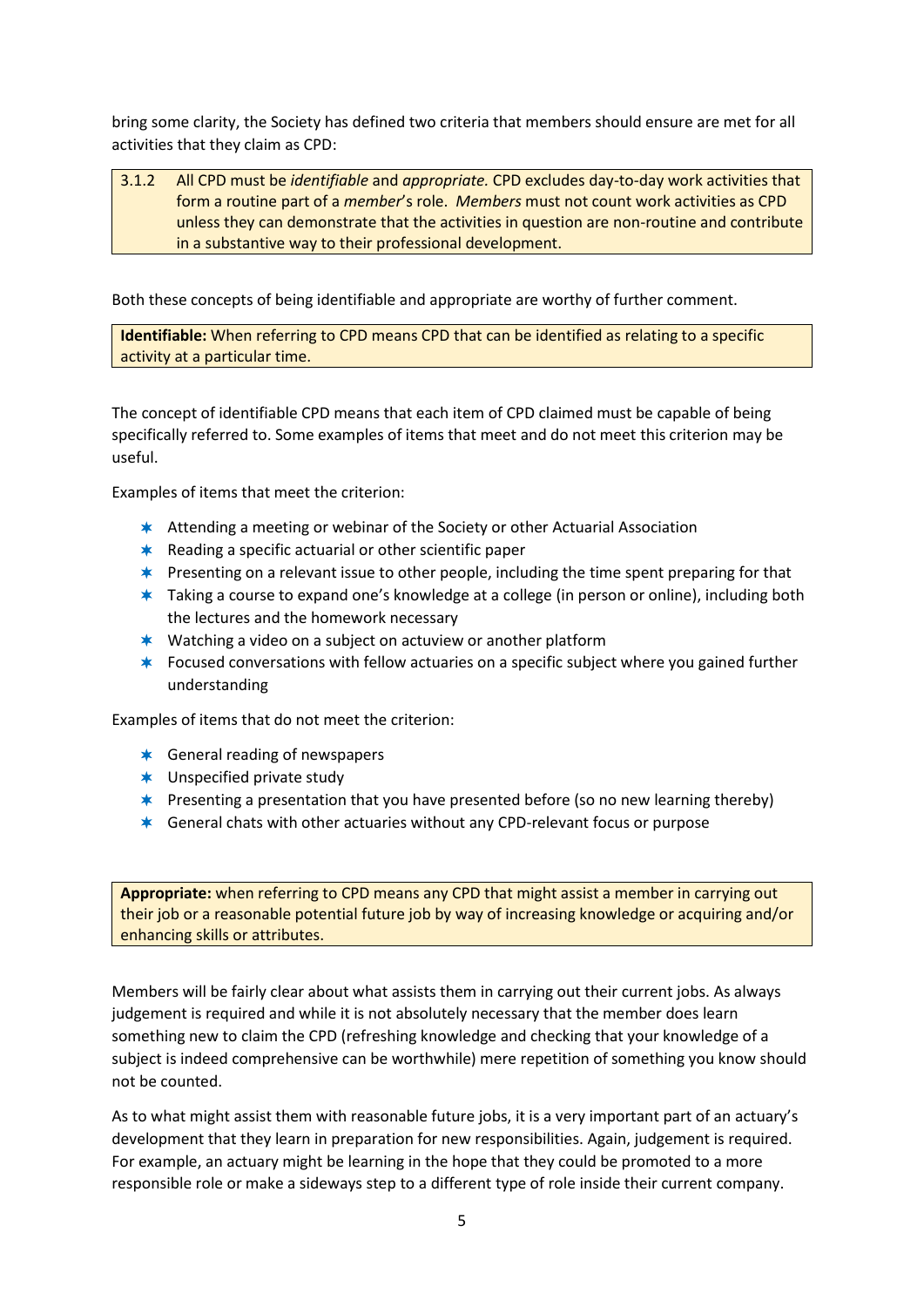bring some clarity, the Society has defined two criteria that members should ensure are met for all activities that they claim as CPD:

> 3.1.2 All CPD must be *identifiable* and *appropriate.* CPD excludes day-to-day work activities that form a routine part of a *member*'s role. *Members* must not count work activities as CPD unless they can demonstrate that the activities in question are non-routine and contribute in a substantive way to their professional development.

Both these concepts of being identifiable and appropriate are worthy of further comment.

> **Identifiable:** When referring to CPD means CPD that can be identified as relating to a specific activity at a particular time.

The concept of identifiable CPD means that each item of CPD claimed must be capable of being specifically referred to. Some examples of items that meet and do not meet this criterion may be useful.

Examples of items that meet the criterion:

- Attending a meeting or webinar of the Society or other Actuarial Association
- Reading a specific actuarial or other scientific paper
- Presenting on a relevant issue to other people, including the time spent preparing for that
- Taking a course to expand one's knowledge at a college (in person or online), including both the lectures and the homework necessary
- Watching a video on a subject on actuview or another platform
- Focused conversations with fellow actuaries on a specific subject where you gained further understanding

Examples of items that do not meet the criterion:

- General reading of newspapers
- Unspecified private study
- Presenting a presentation that you have presented before (so no new learning thereby)
- General chats with other actuaries without any CPD-relevant focus or purpose

> **Appropriate:** when referring to CPD means any CPD that might assist a member in carrying out their job or a reasonable potential future job by way of increasing knowledge or acquiring and/or enhancing skills or attributes.

Members will be fairly clear about what assists them in carrying out their current jobs. As always judgement is required and while it is not absolutely necessary that the member does learn something new to claim the CPD (refreshing knowledge and checking that your knowledge of a subject is indeed comprehensive can be worthwhile) mere repetition of something you know should not be counted.

As to what might assist them with reasonable future jobs, it is a very important part of an actuary's development that they learn in preparation for new responsibilities. Again, judgement is required. For example, an actuary might be learning in the hope that they could be promoted to a more responsible role or make a sideways step to a different type of role inside their current company.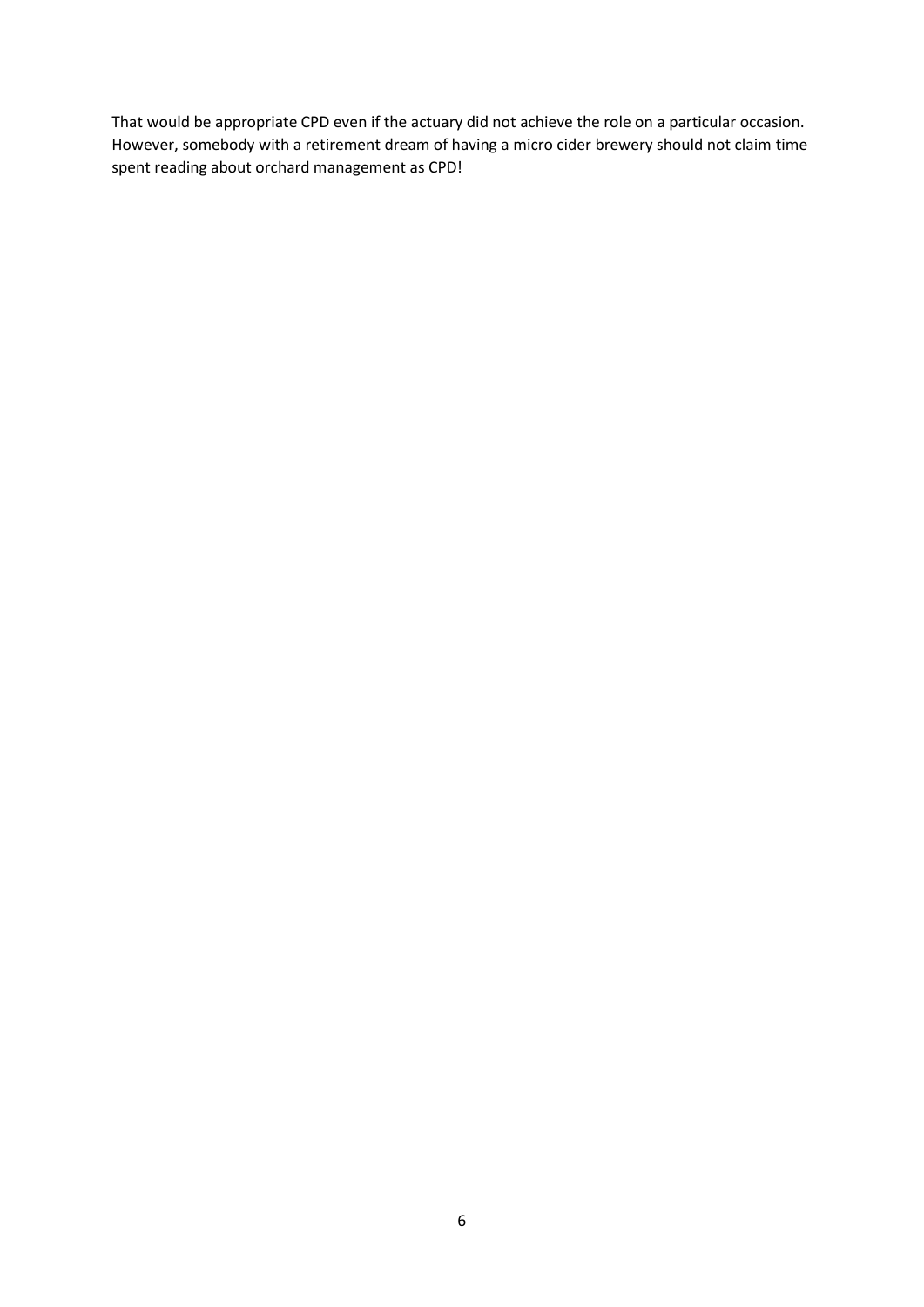That would be appropriate CPD even if the actuary did not achieve the role on a particular occasion. However, somebody with a retirement dream of having a micro cider brewery should not claim time spent reading about orchard management as CPD!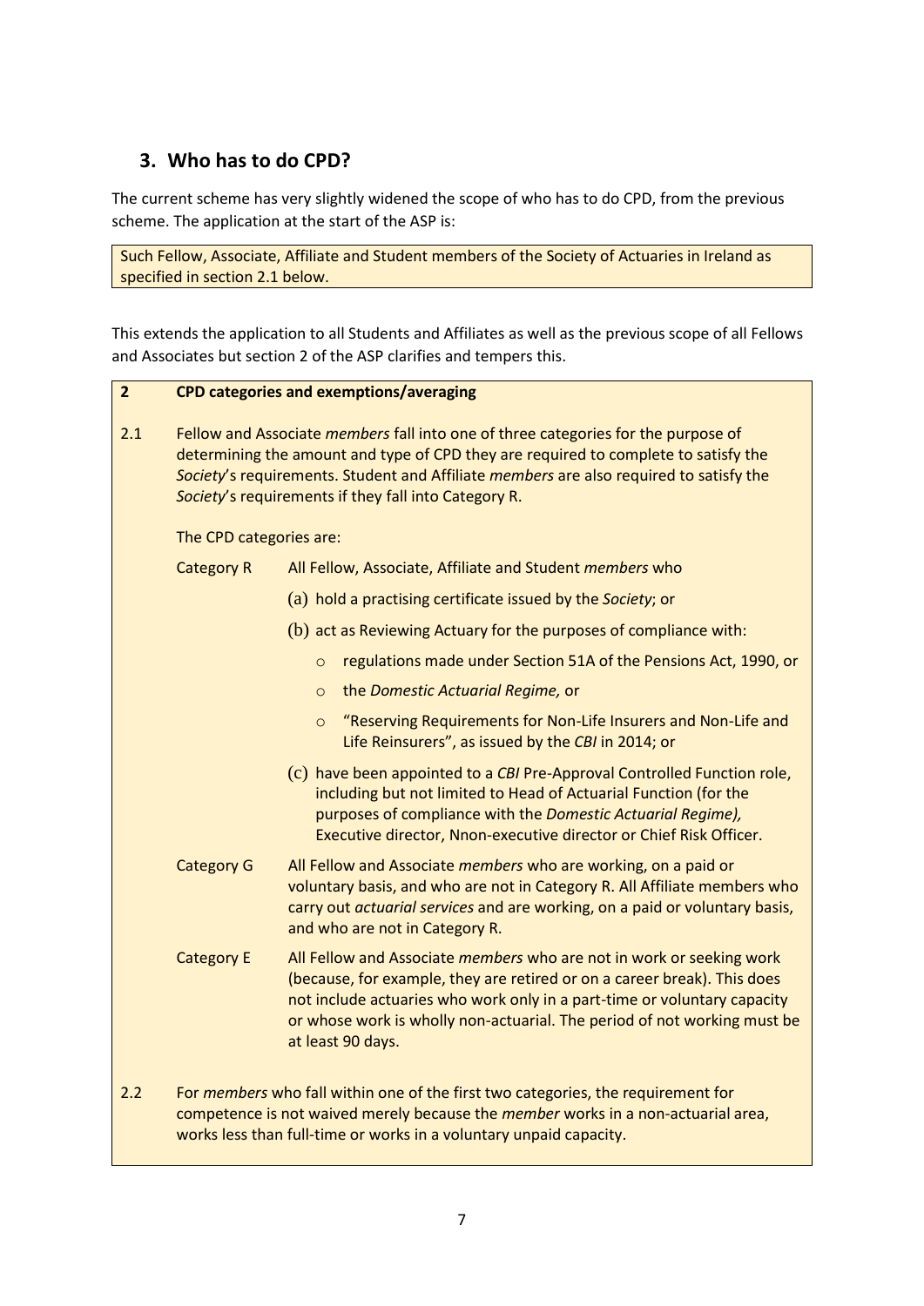## 3. Who has to do CPD?

The current scheme has very slightly widened the scope of who has to do CPD, from the previous scheme. The application at the start of the ASP is:

> Such Fellow, Associate, Affiliate and Student members of the Society of Actuaries in Ireland as specified in section 2.1 below.

This extends the application to all Students and Affiliates as well as the previous scope of all Fellows and Associates but section 2 of the ASP clarifies and tempers this.

> **2 CPD categories and exemptions/averaging**
>
> 2.1 Fellow and Associate *members* fall into one of three categories for the purpose of determining the amount and type of CPD they are required to complete to satisfy the *Society*'s requirements. Student and Affiliate *members* are also required to satisfy the *Society*'s requirements if they fall into Category R.
>
> The CPD categories are:
>
> **Category R** All Fellow, Associate, Affiliate and Student *members* who
>
> (a) hold a practising certificate issued by the *Society*; or
>
> (b) act as Reviewing Actuary for the purposes of compliance with:
>
> - regulations made under Section 51A of the Pensions Act, 1990, or
> - the *Domestic Actuarial Regime,* or
> - "Reserving Requirements for Non-Life Insurers and Non-Life and Life Reinsurers", as issued by the *CBI* in 2014; or
>
> (c) have been appointed to a *CBI* Pre-Approval Controlled Function role, including but not limited to Head of Actuarial Function (for the purposes of compliance with the *Domestic Actuarial Regime),* Executive director, Nnon-executive director or Chief Risk Officer.
>
> **Category G** All Fellow and Associate *members* who are working, on a paid or voluntary basis, and who are not in Category R. All Affiliate members who carry out *actuarial services* and are working, on a paid or voluntary basis, and who are not in Category R.
>
> **Category E** All Fellow and Associate *members* who are not in work or seeking work (because, for example, they are retired or on a career break). This does not include actuaries who work only in a part-time or voluntary capacity or whose work is wholly non-actuarial. The period of not working must be at least 90 days.
>
> 2.2 For *members* who fall within one of the first two categories, the requirement for competence is not waived merely because the *member* works in a non-actuarial area, works less than full-time or works in a voluntary unpaid capacity.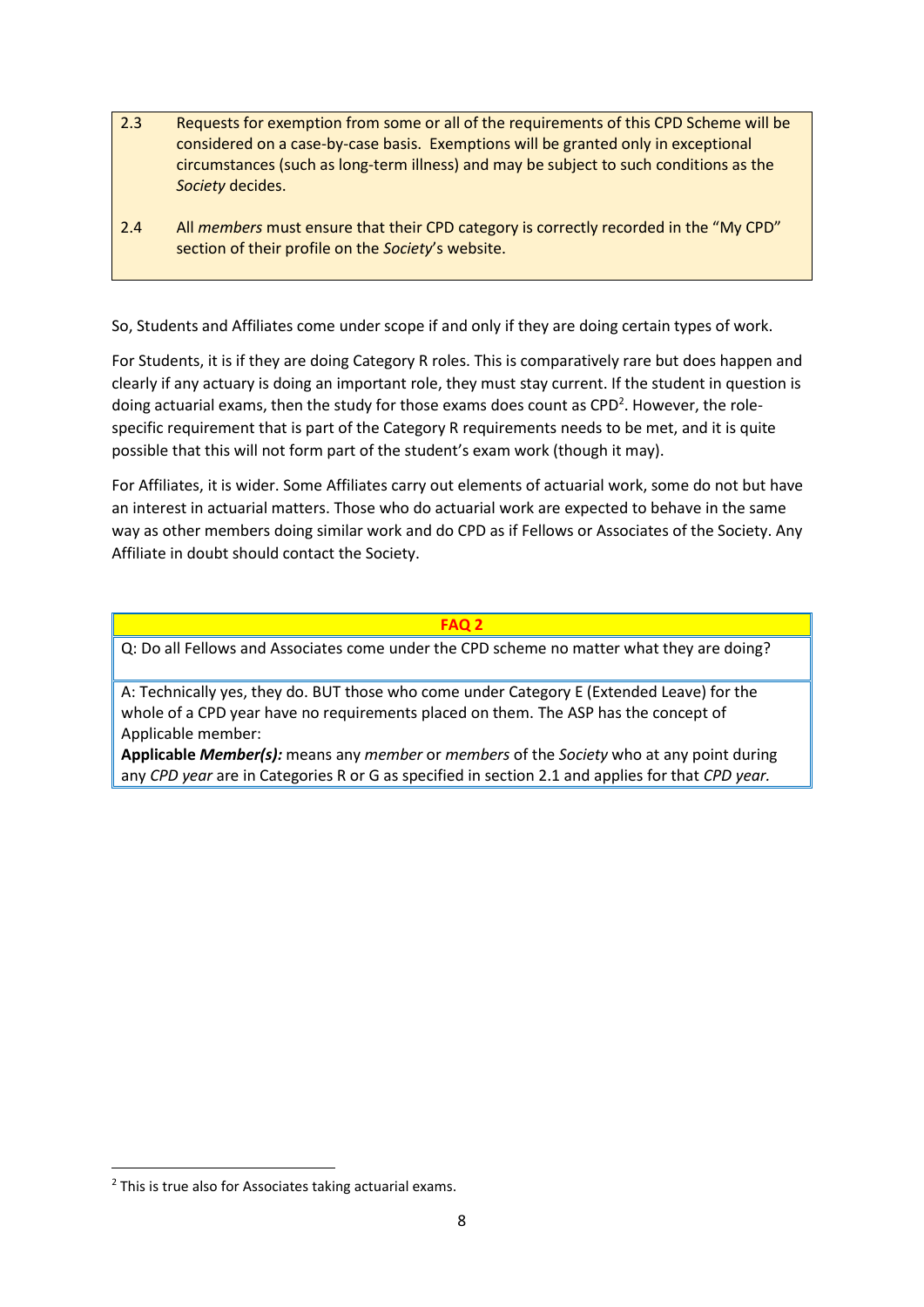2.3 Requests for exemption from some or all of the requirements of this CPD Scheme will be considered on a case-by-case basis. Exemptions will be granted only in exceptional circumstances (such as long-term illness) and may be subject to such conditions as the *Society* decides.

2.4 All *members* must ensure that their CPD category is correctly recorded in the "My CPD" section of their profile on the *Society*'s website.

So, Students and Affiliates come under scope if and only if they are doing certain types of work.

For Students, it is if they are doing Category R roles. This is comparatively rare but does happen and clearly if any actuary is doing an important role, they must stay current. If the student in question is doing actuarial exams, then the study for those exams does count as CPD[2]. However, the role-specific requirement that is part of the Category R requirements needs to be met, and it is quite possible that this will not form part of the student's exam work (though it may).

For Affiliates, it is wider. Some Affiliates carry out elements of actuarial work, some do not but have an interest in actuarial matters. Those who do actuarial work are expected to behave in the same way as other members doing similar work and do CPD as if Fellows or Associates of the Society. Any Affiliate in doubt should contact the Society.

**FAQ 2**

Q: Do all Fellows and Associates come under the CPD scheme no matter what they are doing?

A: Technically yes, they do. BUT those who come under Category E (Extended Leave) for the whole of a CPD year have no requirements placed on them. The ASP has the concept of Applicable member:

**Applicable *Member(s):*** means any *member* or *members* of the *Society* who at any point during any *CPD year* are in Categories R or G as specified in section 2.1 and applies for that *CPD year.*

[2] This is true also for Associates taking actuarial exams.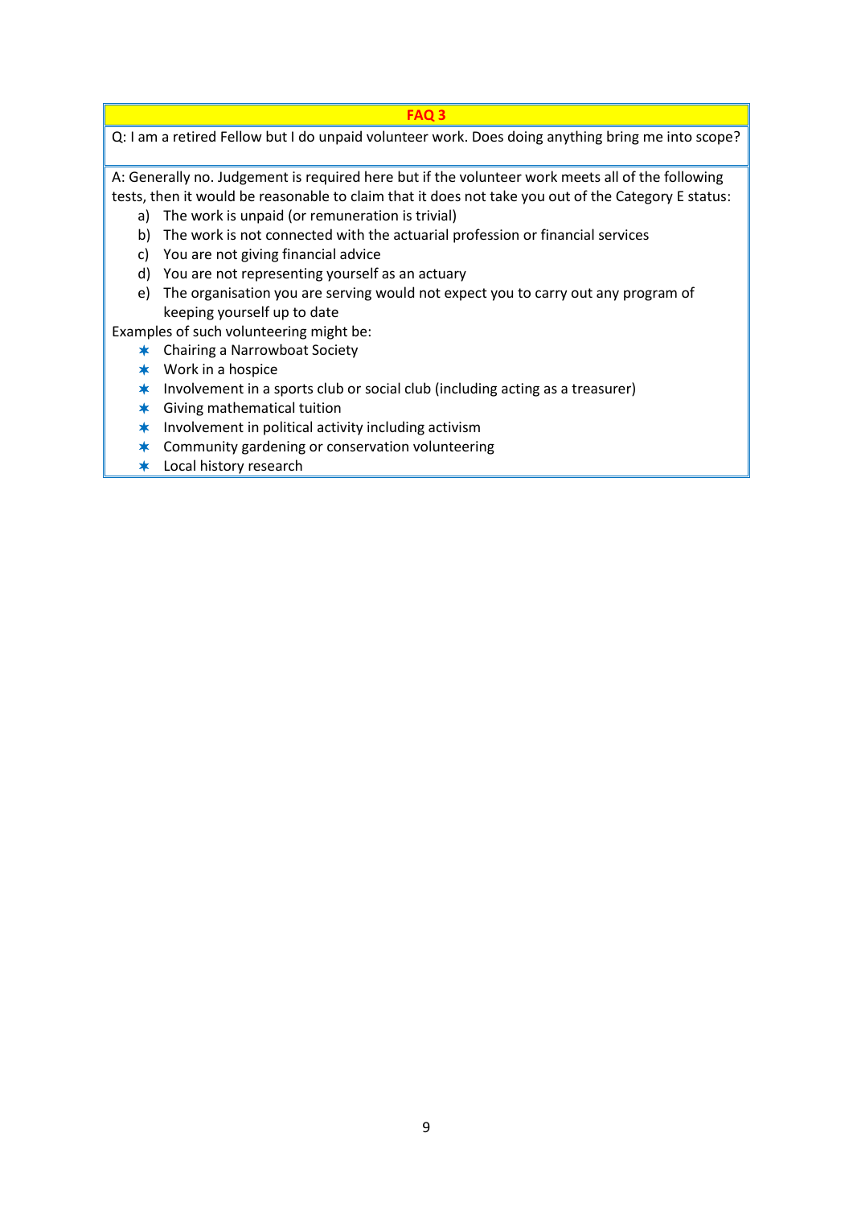**FAQ 3**

Q: I am a retired Fellow but I do unpaid volunteer work. Does doing anything bring me into scope?

A: Generally no. Judgement is required here but if the volunteer work meets all of the following tests, then it would be reasonable to claim that it does not take you out of the Category E status:

a) The work is unpaid (or remuneration is trivial)
b) The work is not connected with the actuarial profession or financial services
c) You are not giving financial advice
d) You are not representing yourself as an actuary
e) The organisation you are serving would not expect you to carry out any program of keeping yourself up to date

Examples of such volunteering might be:

- Chairing a Narrowboat Society
- Work in a hospice
- Involvement in a sports club or social club (including acting as a treasurer)
- Giving mathematical tuition
- Involvement in political activity including activism
- Community gardening or conservation volunteering
- Local history research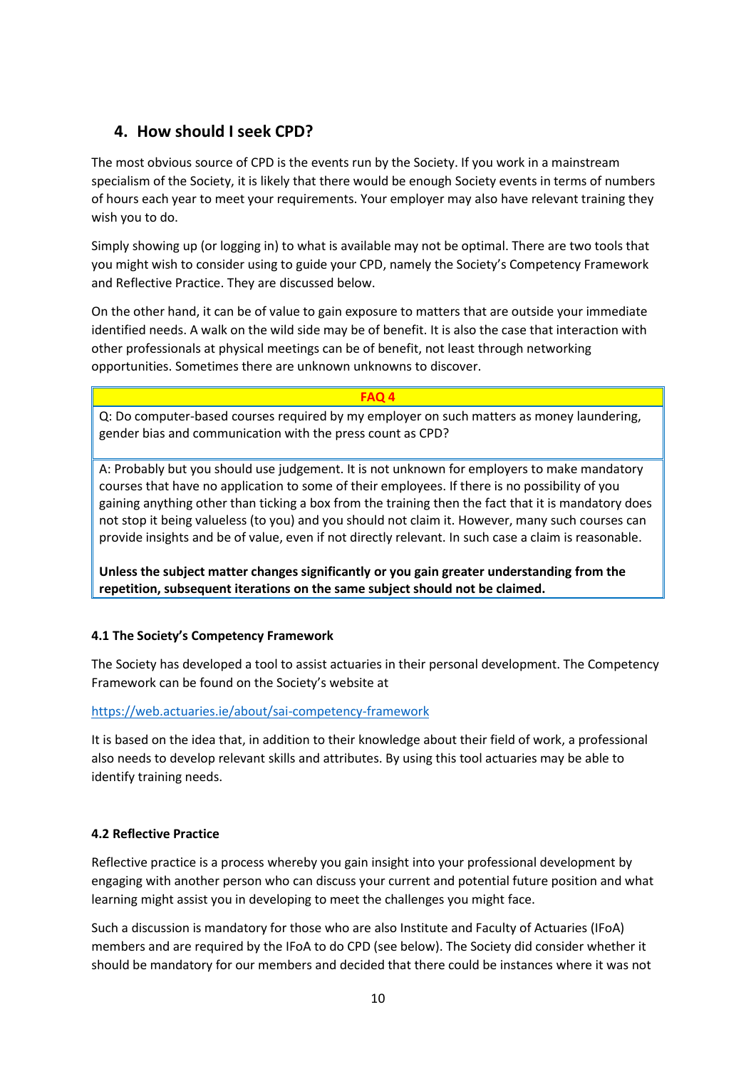## 4. How should I seek CPD?

The most obvious source of CPD is the events run by the Society. If you work in a mainstream specialism of the Society, it is likely that there would be enough Society events in terms of numbers of hours each year to meet your requirements. Your employer may also have relevant training they wish you to do.

Simply showing up (or logging in) to what is available may not be optimal. There are two tools that you might wish to consider using to guide your CPD, namely the Society's Competency Framework and Reflective Practice. They are discussed below.

On the other hand, it can be of value to gain exposure to matters that are outside your immediate identified needs. A walk on the wild side may be of benefit. It is also the case that interaction with other professionals at physical meetings can be of benefit, not least through networking opportunities. Sometimes there are unknown unknowns to discover.

| FAQ 4 |
| --- |
| Q: Do computer-based courses required by my employer on such matters as money laundering, gender bias and communication with the press count as CPD? |
| A: Probably but you should use judgement. It is not unknown for employers to make mandatory courses that have no application to some of their employees. If there is no possibility of you gaining anything other than ticking a box from the training then the fact that it is mandatory does not stop it being valueless (to you) and you should not claim it. However, many such courses can provide insights and be of value, even if not directly relevant. In such case a claim is reasonable.<br><br>**Unless the subject matter changes significantly or you gain greater understanding from the repetition, subsequent iterations on the same subject should not be claimed.** |

### 4.1 The Society's Competency Framework

The Society has developed a tool to assist actuaries in their personal development. The Competency Framework can be found on the Society's website at

https://web.actuaries.ie/about/sai-competency-framework

It is based on the idea that, in addition to their knowledge about their field of work, a professional also needs to develop relevant skills and attributes. By using this tool actuaries may be able to identify training needs.

### 4.2 Reflective Practice

Reflective practice is a process whereby you gain insight into your professional development by engaging with another person who can discuss your current and potential future position and what learning might assist you in developing to meet the challenges you might face.

Such a discussion is mandatory for those who are also Institute and Faculty of Actuaries (IFoA) members and are required by the IFoA to do CPD (see below). The Society did consider whether it should be mandatory for our members and decided that there could be instances where it was not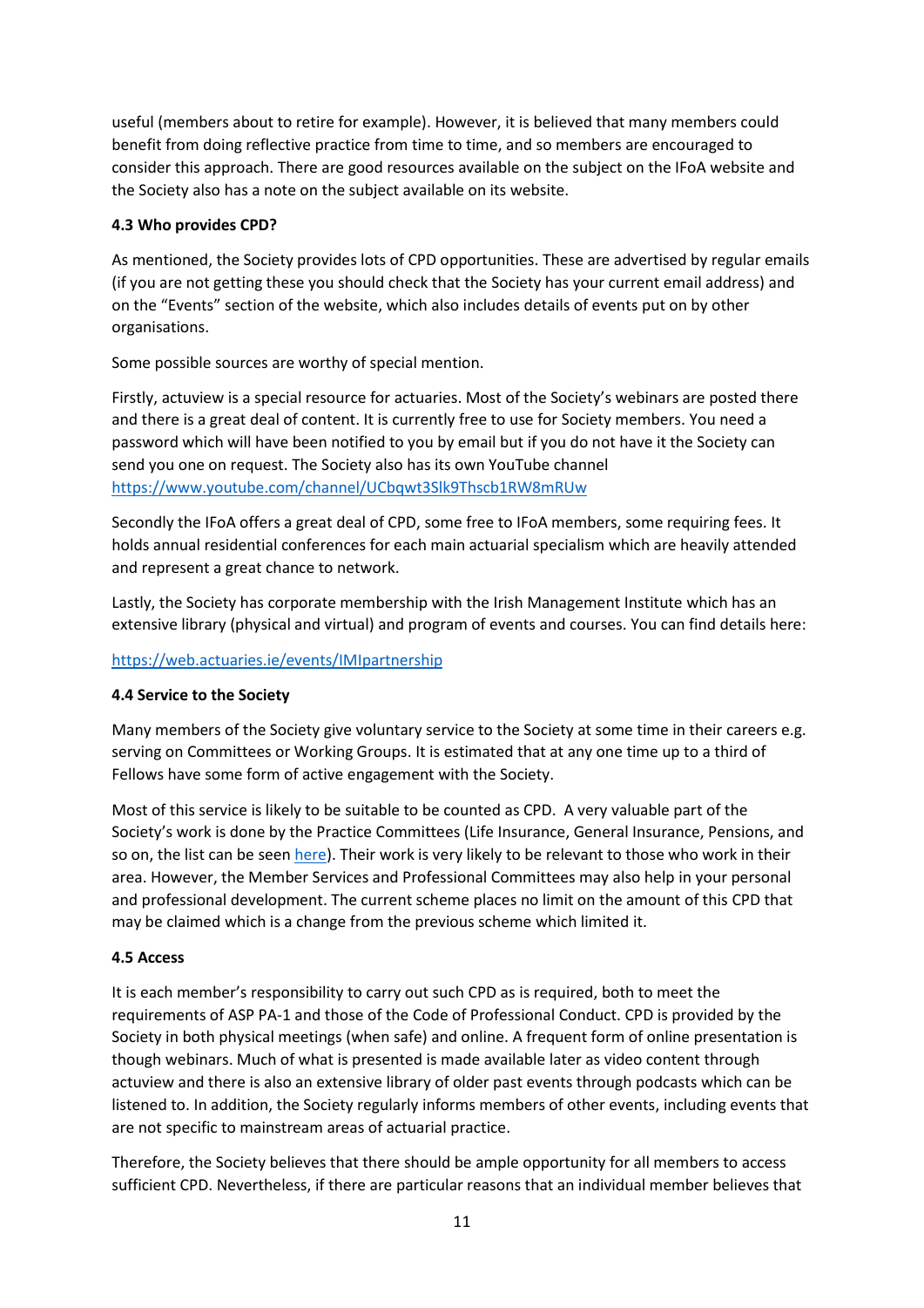useful (members about to retire for example). However, it is believed that many members could benefit from doing reflective practice from time to time, and so members are encouraged to consider this approach. There are good resources available on the subject on the IFoA website and the Society also has a note on the subject available on its website.

### 4.3 Who provides CPD?

As mentioned, the Society provides lots of CPD opportunities. These are advertised by regular emails (if you are not getting these you should check that the Society has your current email address) and on the "Events" section of the website, which also includes details of events put on by other organisations.

Some possible sources are worthy of special mention.

Firstly, actuview is a special resource for actuaries. Most of the Society's webinars are posted there and there is a great deal of content. It is currently free to use for Society members. You need a password which will have been notified to you by email but if you do not have it the Society can send you one on request. The Society also has its own YouTube channel [https://www.youtube.com/channel/UCbqwt3Slk9Thscb1RW8mRUw](https://www.youtube.com/channel/UCbqwt3Slk9Thscb1RW8mRUw)

Secondly the IFoA offers a great deal of CPD, some free to IFoA members, some requiring fees. It holds annual residential conferences for each main actuarial specialism which are heavily attended and represent a great chance to network.

Lastly, the Society has corporate membership with the Irish Management Institute which has an extensive library (physical and virtual) and program of events and courses. You can find details here:

[https://web.actuaries.ie/events/IMIpartnership](https://web.actuaries.ie/events/IMIpartnership)

### 4.4 Service to the Society

Many members of the Society give voluntary service to the Society at some time in their careers e.g. serving on Committees or Working Groups. It is estimated that at any one time up to a third of Fellows have some form of active engagement with the Society.

Most of this service is likely to be suitable to be counted as CPD. A very valuable part of the Society's work is done by the Practice Committees (Life Insurance, General Insurance, Pensions, and so on, the list can be seen here). Their work is very likely to be relevant to those who work in their area. However, the Member Services and Professional Committees may also help in your personal and professional development. The current scheme places no limit on the amount of this CPD that may be claimed which is a change from the previous scheme which limited it.

### 4.5 Access

It is each member's responsibility to carry out such CPD as is required, both to meet the requirements of ASP PA-1 and those of the Code of Professional Conduct. CPD is provided by the Society in both physical meetings (when safe) and online. A frequent form of online presentation is though webinars. Much of what is presented is made available later as video content through actuview and there is also an extensive library of older past events through podcasts which can be listened to. In addition, the Society regularly informs members of other events, including events that are not specific to mainstream areas of actuarial practice.

Therefore, the Society believes that there should be ample opportunity for all members to access sufficient CPD. Nevertheless, if there are particular reasons that an individual member believes that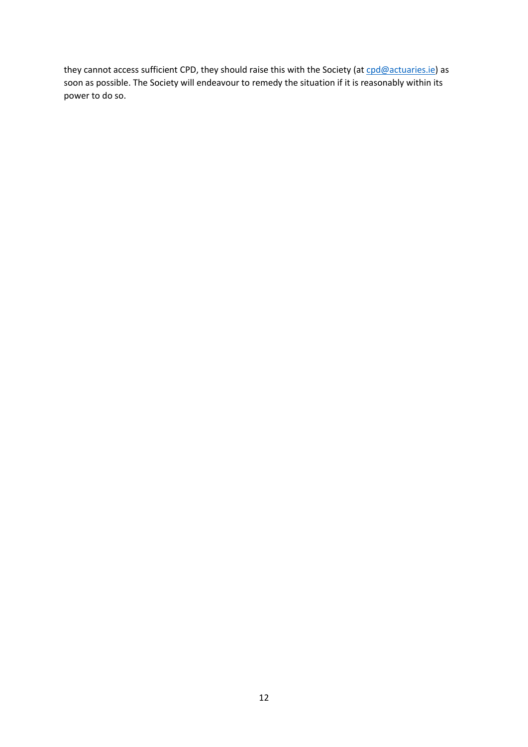they cannot access sufficient CPD, they should raise this with the Society (at [cpd@actuaries.ie](mailto:cpd@actuaries.ie)) as soon as possible. The Society will endeavour to remedy the situation if it is reasonably within its power to do so.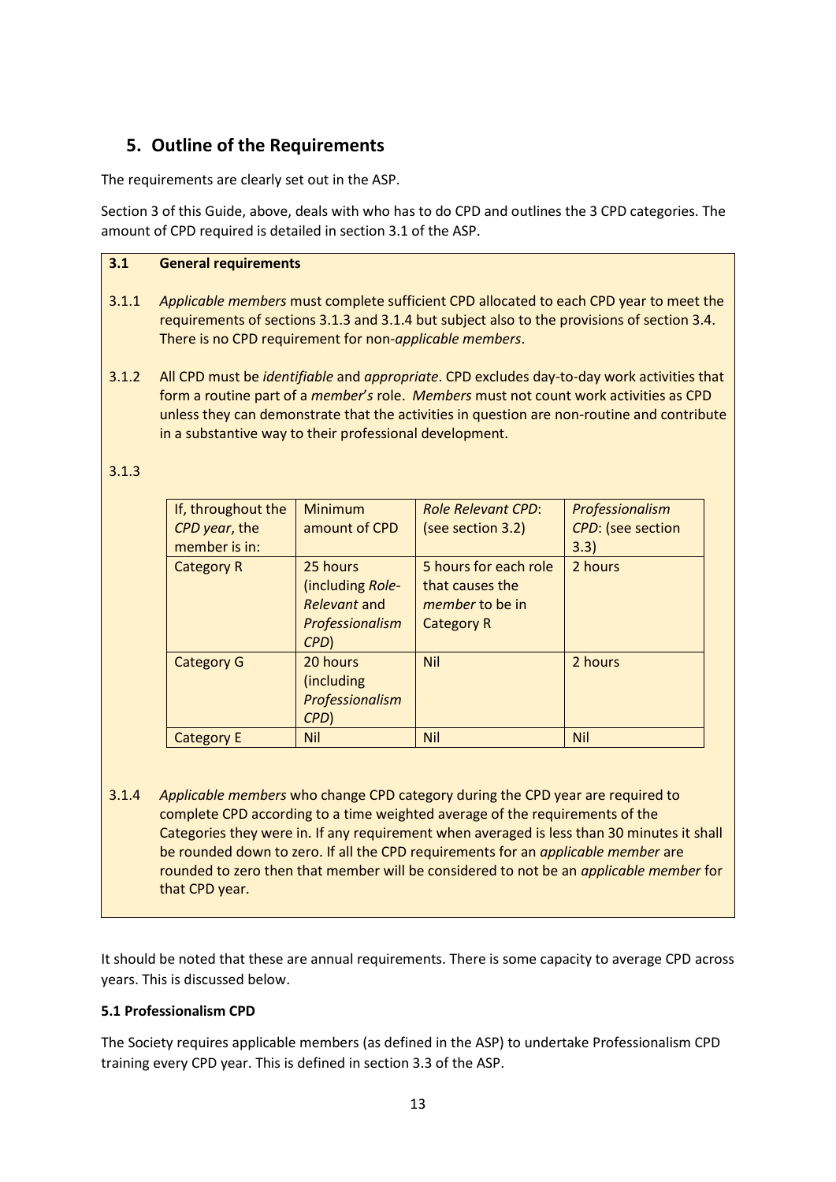## 5. Outline of the Requirements

The requirements are clearly set out in the ASP.

Section 3 of this Guide, above, deals with who has to do CPD and outlines the 3 CPD categories. The amount of CPD required is detailed in section 3.1 of the ASP.

**3.1 General requirements**

3.1.1 *Applicable members* must complete sufficient CPD allocated to each CPD year to meet the requirements of sections 3.1.3 and 3.1.4 but subject also to the provisions of section 3.4. There is no CPD requirement for non-*applicable members*.

3.1.2 All CPD must be *identifiable* and *appropriate*. CPD excludes day-to-day work activities that form a routine part of a *member's* role. *Members* must not count work activities as CPD unless they can demonstrate that the activities in question are non-routine and contribute in a substantive way to their professional development.

3.1.3

| If, throughout the *CPD year*, the member is in: | Minimum amount of CPD | *Role Relevant CPD*: (see section 3.2) | *Professionalism CPD*: (see section 3.3) |
|---|---|---|---|
| Category R | 25 hours (including *Role-Relevant* and *Professionalism CPD*) | 5 hours for each role that causes the *member* to be in Category R | 2 hours |
| Category G | 20 hours (including *Professionalism CPD*) | Nil | 2 hours |
| Category E | Nil | Nil | Nil |

3.1.4 *Applicable members* who change CPD category during the CPD year are required to complete CPD according to a time weighted average of the requirements of the Categories they were in. If any requirement when averaged is less than 30 minutes it shall be rounded down to zero. If all the CPD requirements for an *applicable member* are rounded to zero then that member will be considered to not be an *applicable member* for that CPD year.

It should be noted that these are annual requirements. There is some capacity to average CPD across years. This is discussed below.

### 5.1 Professionalism CPD

The Society requires applicable members (as defined in the ASP) to undertake Professionalism CPD training every CPD year. This is defined in section 3.3 of the ASP.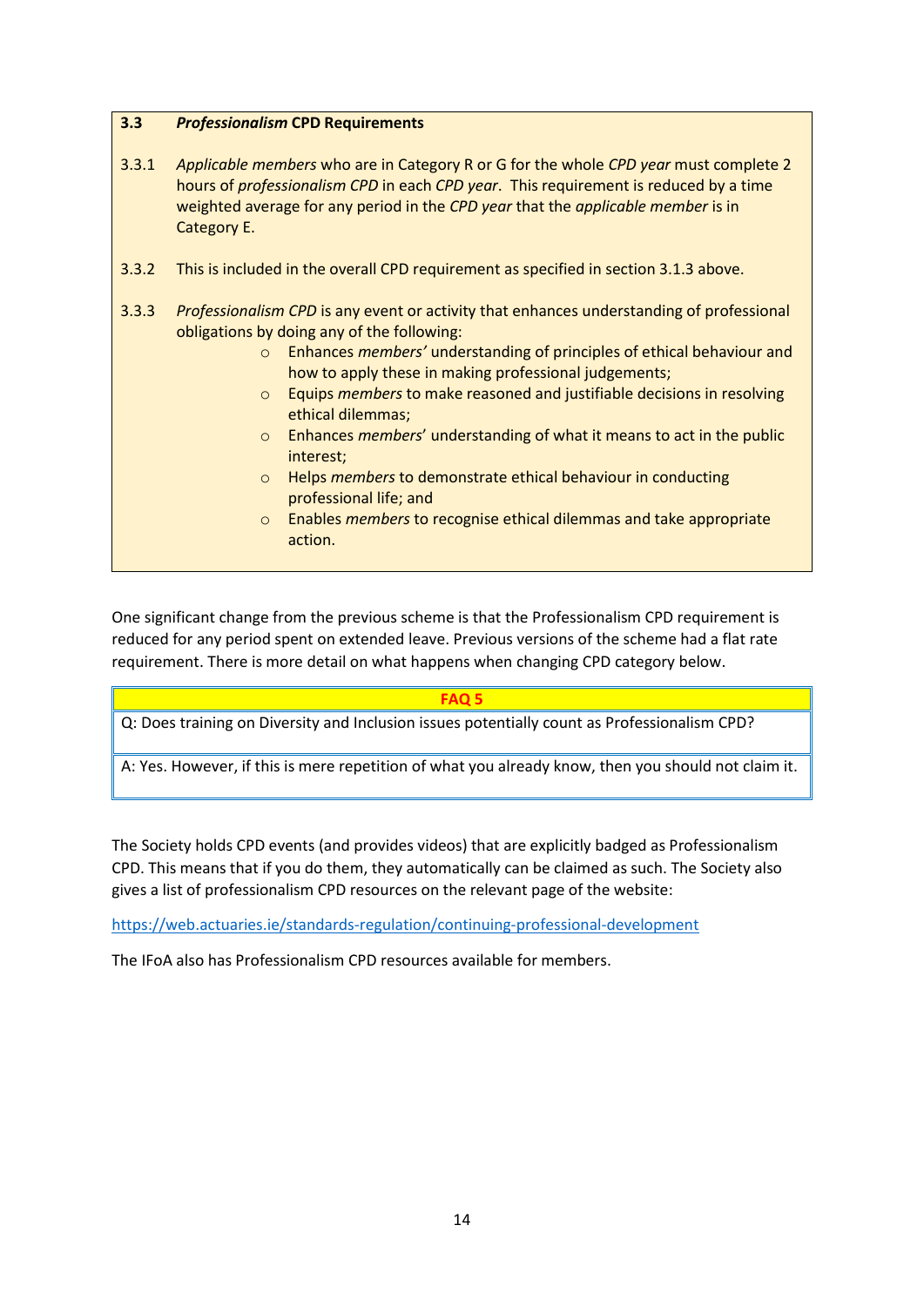### 3.3 *Professionalism* CPD Requirements

3.3.1 *Applicable members* who are in Category R or G for the whole *CPD year* must complete 2 hours of *professionalism CPD* in each *CPD year*. This requirement is reduced by a time weighted average for any period in the *CPD year* that the *applicable member* is in Category E.

3.3.2 This is included in the overall CPD requirement as specified in section 3.1.3 above.

3.3.3 *Professionalism CPD* is any event or activity that enhances understanding of professional obligations by doing any of the following:

- Enhances *members'* understanding of principles of ethical behaviour and how to apply these in making professional judgements;
- Equips *members* to make reasoned and justifiable decisions in resolving ethical dilemmas;
- Enhances *members*' understanding of what it means to act in the public interest;
- Helps *members* to demonstrate ethical behaviour in conducting professional life; and
- Enables *members* to recognise ethical dilemmas and take appropriate action.

One significant change from the previous scheme is that the Professionalism CPD requirement is reduced for any period spent on extended leave. Previous versions of the scheme had a flat rate requirement. There is more detail on what happens when changing CPD category below.

| **FAQ 5** |
|---|
| Q: Does training on Diversity and Inclusion issues potentially count as Professionalism CPD? |
| A: Yes. However, if this is mere repetition of what you already know, then you should not claim it. |

The Society holds CPD events (and provides videos) that are explicitly badged as Professionalism CPD. This means that if you do them, they automatically can be claimed as such. The Society also gives a list of professionalism CPD resources on the relevant page of the website:

https://web.actuaries.ie/standards-regulation/continuing-professional-development

The IFoA also has Professionalism CPD resources available for members.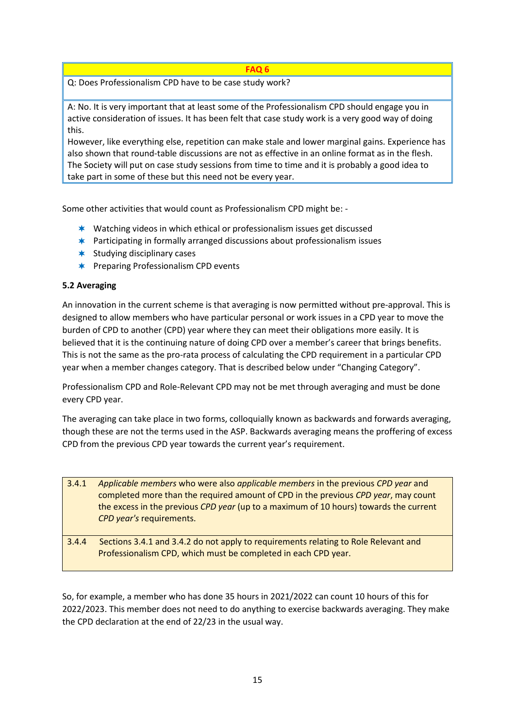| FAQ 6 |
| --- |
| Q: Does Professionalism CPD have to be case study work? |
| A: No. It is very important that at least some of the Professionalism CPD should engage you in active consideration of issues. It has been felt that case study work is a very good way of doing this.<br>However, like everything else, repetition can make stale and lower marginal gains. Experience has also shown that round-table discussions are not as effective in an online format as in the flesh. The Society will put on case study sessions from time to time and it is probably a good idea to take part in some of these but this need not be every year. |

Some other activities that would count as Professionalism CPD might be: -

- Watching videos in which ethical or professionalism issues get discussed
- Participating in formally arranged discussions about professionalism issues
- Studying disciplinary cases
- Preparing Professionalism CPD events

**5.2 Averaging**

An innovation in the current scheme is that averaging is now permitted without pre-approval. This is designed to allow members who have particular personal or work issues in a CPD year to move the burden of CPD to another (CPD) year where they can meet their obligations more easily. It is believed that it is the continuing nature of doing CPD over a member's career that brings benefits. This is not the same as the pro-rata process of calculating the CPD requirement in a particular CPD year when a member changes category. That is described below under "Changing Category".

Professionalism CPD and Role-Relevant CPD may not be met through averaging and must be done every CPD year.

The averaging can take place in two forms, colloquially known as backwards and forwards averaging, though these are not the terms used in the ASP. Backwards averaging means the proffering of excess CPD from the previous CPD year towards the current year's requirement.

| | |
| --- | --- |
| 3.4.1 | *Applicable members* who were also *applicable members* in the previous *CPD year* and completed more than the required amount of CPD in the previous *CPD year*, may count the excess in the previous *CPD year* (up to a maximum of 10 hours) towards the current *CPD year's* requirements. |
| 3.4.4 | Sections 3.4.1 and 3.4.2 do not apply to requirements relating to Role Relevant and Professionalism CPD, which must be completed in each CPD year. |

So, for example, a member who has done 35 hours in 2021/2022 can count 10 hours of this for 2022/2023. This member does not need to do anything to exercise backwards averaging. They make the CPD declaration at the end of 22/23 in the usual way.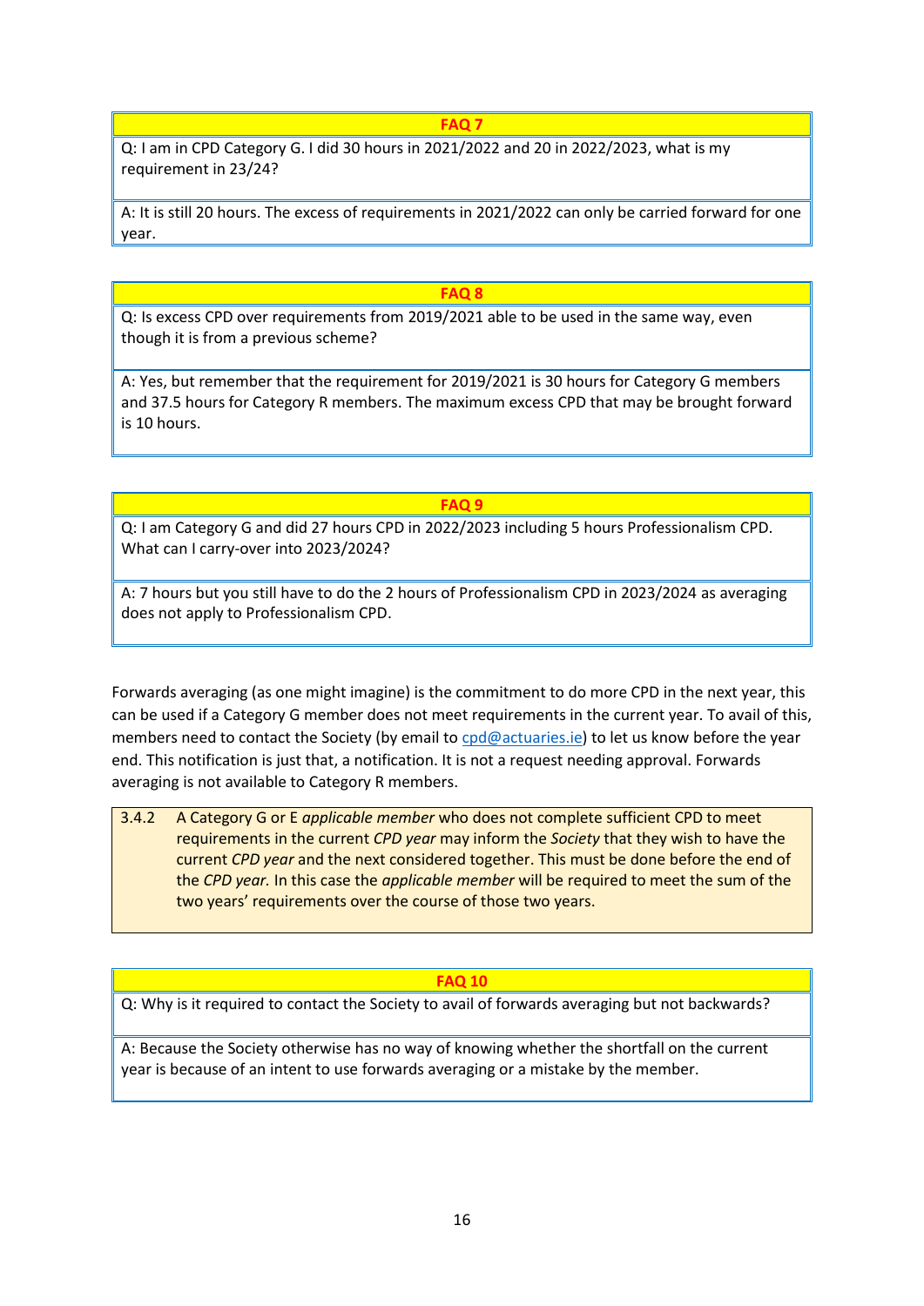**FAQ 7**

Q: I am in CPD Category G. I did 30 hours in 2021/2022 and 20 in 2022/2023, what is my requirement in 23/24?

A: It is still 20 hours. The excess of requirements in 2021/2022 can only be carried forward for one year.

**FAQ 8**

Q: Is excess CPD over requirements from 2019/2021 able to be used in the same way, even though it is from a previous scheme?

A: Yes, but remember that the requirement for 2019/2021 is 30 hours for Category G members and 37.5 hours for Category R members. The maximum excess CPD that may be brought forward is 10 hours.

**FAQ 9**

Q: I am Category G and did 27 hours CPD in 2022/2023 including 5 hours Professionalism CPD. What can I carry-over into 2023/2024?

A: 7 hours but you still have to do the 2 hours of Professionalism CPD in 2023/2024 as averaging does not apply to Professionalism CPD.

Forwards averaging (as one might imagine) is the commitment to do more CPD in the next year, this can be used if a Category G member does not meet requirements in the current year. To avail of this, members need to contact the Society (by email to cpd@actuaries.ie) to let us know before the year end. This notification is just that, a notification. It is not a request needing approval. Forwards averaging is not available to Category R members.

> 3.4.2 A Category G or E *applicable member* who does not complete sufficient CPD to meet requirements in the current *CPD year* may inform the *Society* that they wish to have the current *CPD year* and the next considered together. This must be done before the end of the *CPD year.* In this case the *applicable member* will be required to meet the sum of the two years' requirements over the course of those two years.

**FAQ 10**

Q: Why is it required to contact the Society to avail of forwards averaging but not backwards?

A: Because the Society otherwise has no way of knowing whether the shortfall on the current year is because of an intent to use forwards averaging or a mistake by the member.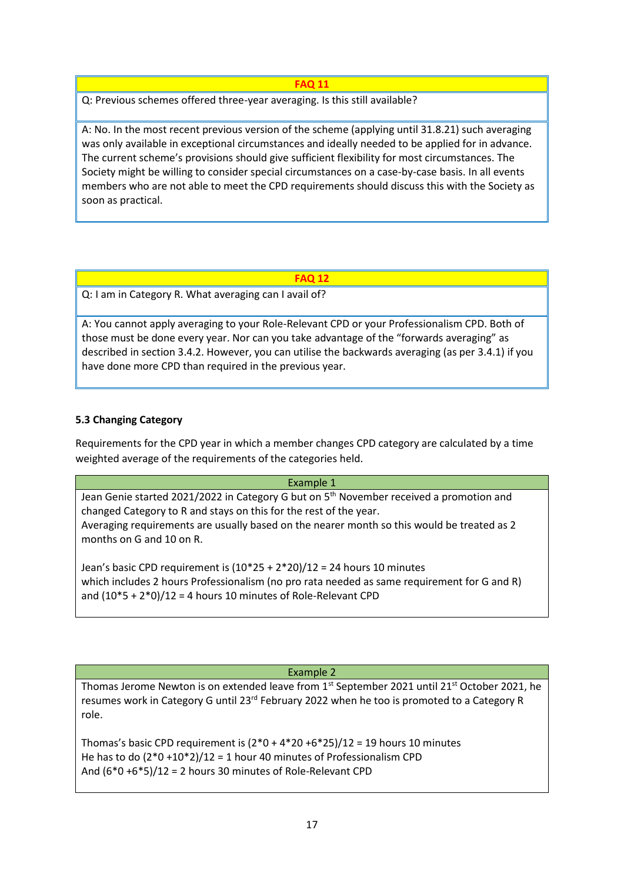**FAQ 11**

Q: Previous schemes offered three-year averaging. Is this still available?

A: No. In the most recent previous version of the scheme (applying until 31.8.21) such averaging was only available in exceptional circumstances and ideally needed to be applied for in advance. The current scheme's provisions should give sufficient flexibility for most circumstances. The Society might be willing to consider special circumstances on a case-by-case basis. In all events members who are not able to meet the CPD requirements should discuss this with the Society as soon as practical.

**FAQ 12**

Q: I am in Category R. What averaging can I avail of?

A: You cannot apply averaging to your Role-Relevant CPD or your Professionalism CPD. Both of those must be done every year. Nor can you take advantage of the "forwards averaging" as described in section 3.4.2. However, you can utilise the backwards averaging (as per 3.4.1) if you have done more CPD than required in the previous year.

### 5.3 Changing Category

Requirements for the CPD year in which a member changes CPD category are calculated by a time weighted average of the requirements of the categories held.

**Example 1**

Jean Genie started 2021/2022 in Category G but on 5th November received a promotion and changed Category to R and stays on this for the rest of the year.
Averaging requirements are usually based on the nearer month so this would be treated as 2 months on G and 10 on R.

Jean's basic CPD requirement is (10*25 + 2*20)/12 = 24 hours 10 minutes
which includes 2 hours Professionalism (no pro rata needed as same requirement for G and R)
and (10*5 + 2*0)/12 = 4 hours 10 minutes of Role-Relevant CPD

**Example 2**

Thomas Jerome Newton is on extended leave from 1st September 2021 until 21st October 2021, he resumes work in Category G until 23rd February 2022 when he too is promoted to a Category R role.

Thomas's basic CPD requirement is (2*0 + 4*20 +6*25)/12 = 19 hours 10 minutes
He has to do (2*0 +10*2)/12 = 1 hour 40 minutes of Professionalism CPD
And (6*0 +6*5)/12 = 2 hours 30 minutes of Role-Relevant CPD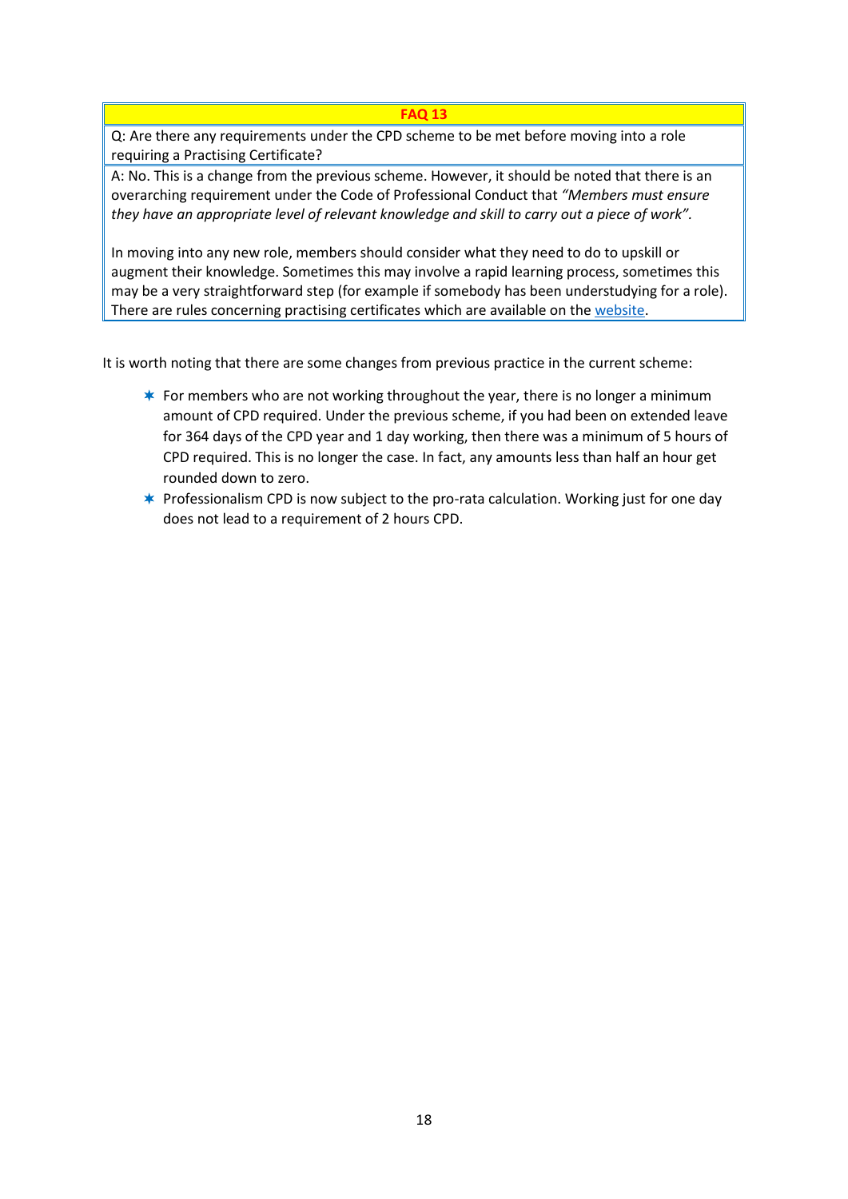| **FAQ 13** |
| --- |
| Q: Are there any requirements under the CPD scheme to be met before moving into a role requiring a Practising Certificate? |
| A: No. This is a change from the previous scheme. However, it should be noted that there is an overarching requirement under the Code of Professional Conduct that *"Members must ensure they have an appropriate level of relevant knowledge and skill to carry out a piece of work".*<br><br>In moving into any new role, members should consider what they need to do to upskill or augment their knowledge. Sometimes this may involve a rapid learning process, sometimes this may be a very straightforward step (for example if somebody has been understudying for a role). There are rules concerning practising certificates which are available on the [website](). |

It is worth noting that there are some changes from previous practice in the current scheme:

- For members who are not working throughout the year, there is no longer a minimum amount of CPD required. Under the previous scheme, if you had been on extended leave for 364 days of the CPD year and 1 day working, then there was a minimum of 5 hours of CPD required. This is no longer the case. In fact, any amounts less than half an hour get rounded down to zero.
- Professionalism CPD is now subject to the pro-rata calculation. Working just for one day does not lead to a requirement of 2 hours CPD.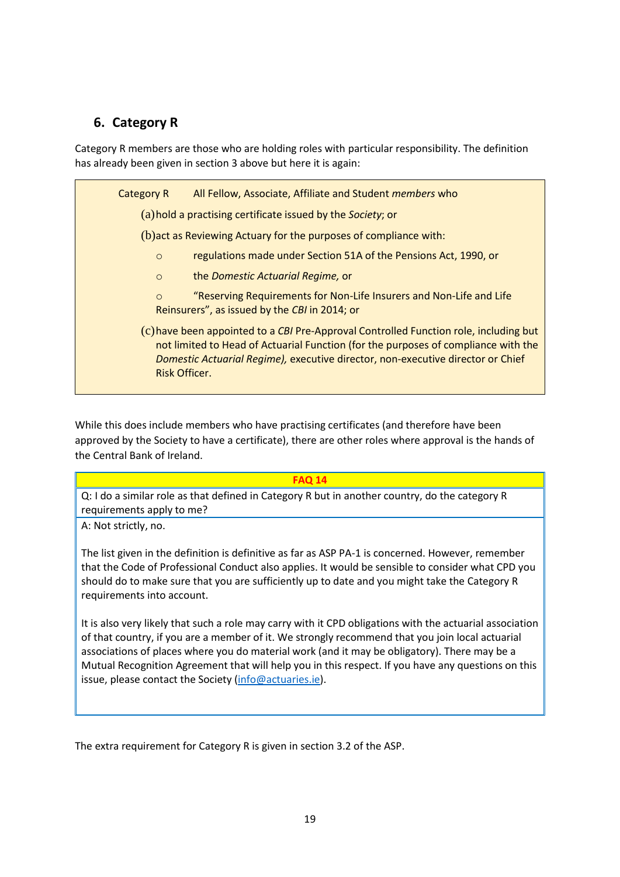## 6. Category R

Category R members are those who are holding roles with particular responsibility. The definition has already been given in section 3 above but here it is again:

> Category R All Fellow, Associate, Affiliate and Student *members* who
>
> (a) hold a practising certificate issued by the *Society*; or
>
> (b) act as Reviewing Actuary for the purposes of compliance with:
>
> - regulations made under Section 51A of the Pensions Act, 1990, or
> - the *Domestic Actuarial Regime,* or
> - "Reserving Requirements for Non-Life Insurers and Non-Life and Life Reinsurers", as issued by the *CBI* in 2014; or
>
> (c) have been appointed to a *CBI* Pre-Approval Controlled Function role, including but not limited to Head of Actuarial Function (for the purposes of compliance with the *Domestic Actuarial Regime),* executive director, non-executive director or Chief Risk Officer.

While this does include members who have practising certificates (and therefore have been approved by the Society to have a certificate), there are other roles where approval is the hands of the Central Bank of Ireland.

| FAQ 14 |
|---|
| Q: I do a similar role as that defined in Category R but in another country, do the category R requirements apply to me? |
| A: Not strictly, no.<br><br>The list given in the definition is definitive as far as ASP PA-1 is concerned. However, remember that the Code of Professional Conduct also applies. It would be sensible to consider what CPD you should do to make sure that you are sufficiently up to date and you might take the Category R requirements into account.<br><br>It is also very likely that such a role may carry with it CPD obligations with the actuarial association of that country, if you are a member of it. We strongly recommend that you join local actuarial associations of places where you do material work (and it may be obligatory). There may be a Mutual Recognition Agreement that will help you in this respect. If you have any questions on this issue, please contact the Society (info@actuaries.ie). |

The extra requirement for Category R is given in section 3.2 of the ASP.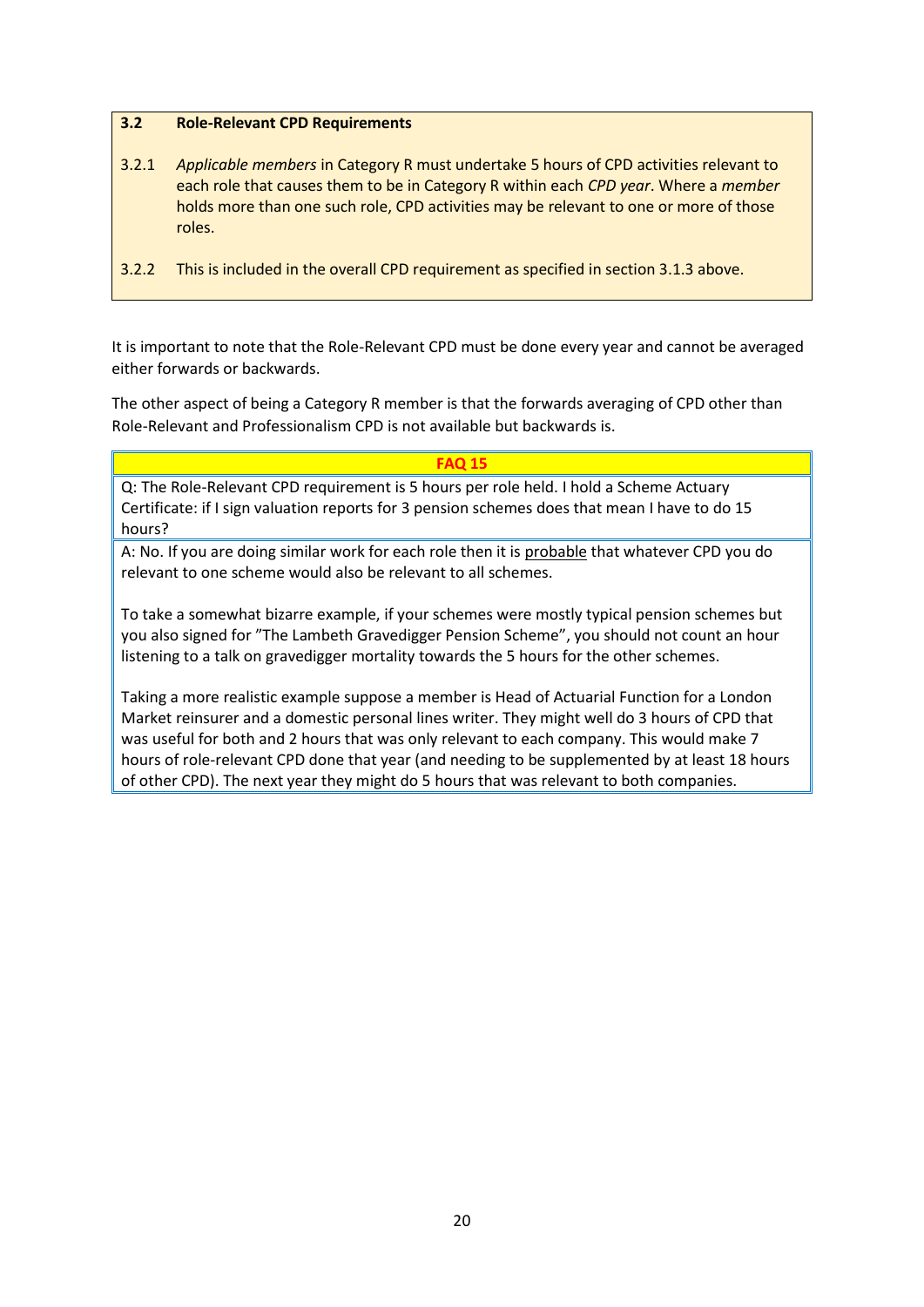### 3.2 Role-Relevant CPD Requirements

3.2.1 *Applicable members* in Category R must undertake 5 hours of CPD activities relevant to each role that causes them to be in Category R within each *CPD year*. Where a *member* holds more than one such role, CPD activities may be relevant to one or more of those roles.

3.2.2 This is included in the overall CPD requirement as specified in section 3.1.3 above.

It is important to note that the Role-Relevant CPD must be done every year and cannot be averaged either forwards or backwards.

The other aspect of being a Category R member is that the forwards averaging of CPD other than Role-Relevant and Professionalism CPD is not available but backwards is.

**FAQ 15**

Q: The Role-Relevant CPD requirement is 5 hours per role held. I hold a Scheme Actuary Certificate: if I sign valuation reports for 3 pension schemes does that mean I have to do 15 hours?

A: No. If you are doing similar work for each role then it is <u>probable</u> that whatever CPD you do relevant to one scheme would also be relevant to all schemes.

To take a somewhat bizarre example, if your schemes were mostly typical pension schemes but you also signed for "The Lambeth Gravedigger Pension Scheme", you should not count an hour listening to a talk on gravedigger mortality towards the 5 hours for the other schemes.

Taking a more realistic example suppose a member is Head of Actuarial Function for a London Market reinsurer and a domestic personal lines writer. They might well do 3 hours of CPD that was useful for both and 2 hours that was only relevant to each company. This would make 7 hours of role-relevant CPD done that year (and needing to be supplemented by at least 18 hours of other CPD). The next year they might do 5 hours that was relevant to both companies.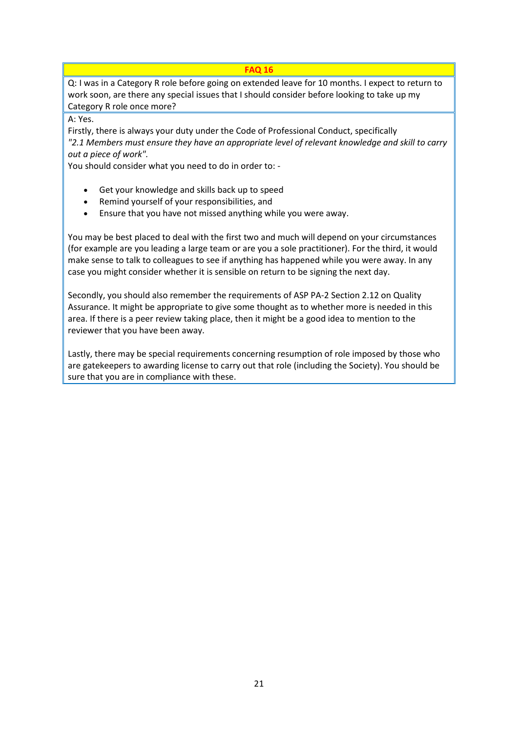## FAQ 16

Q: I was in a Category R role before going on extended leave for 10 months. I expect to return to work soon, are there any special issues that I should consider before looking to take up my Category R role once more?

A: Yes.

Firstly, there is always your duty under the Code of Professional Conduct, specifically *"2.1 Members must ensure they have an appropriate level of relevant knowledge and skill to carry out a piece of work".*

You should consider what you need to do in order to: -

- Get your knowledge and skills back up to speed
- Remind yourself of your responsibilities, and
- Ensure that you have not missed anything while you were away.

You may be best placed to deal with the first two and much will depend on your circumstances (for example are you leading a large team or are you a sole practitioner). For the third, it would make sense to talk to colleagues to see if anything has happened while you were away. In any case you might consider whether it is sensible on return to be signing the next day.

Secondly, you should also remember the requirements of ASP PA-2 Section 2.12 on Quality Assurance. It might be appropriate to give some thought as to whether more is needed in this area. If there is a peer review taking place, then it might be a good idea to mention to the reviewer that you have been away.

Lastly, there may be special requirements concerning resumption of role imposed by those who are gatekeepers to awarding license to carry out that role (including the Society). You should be sure that you are in compliance with these.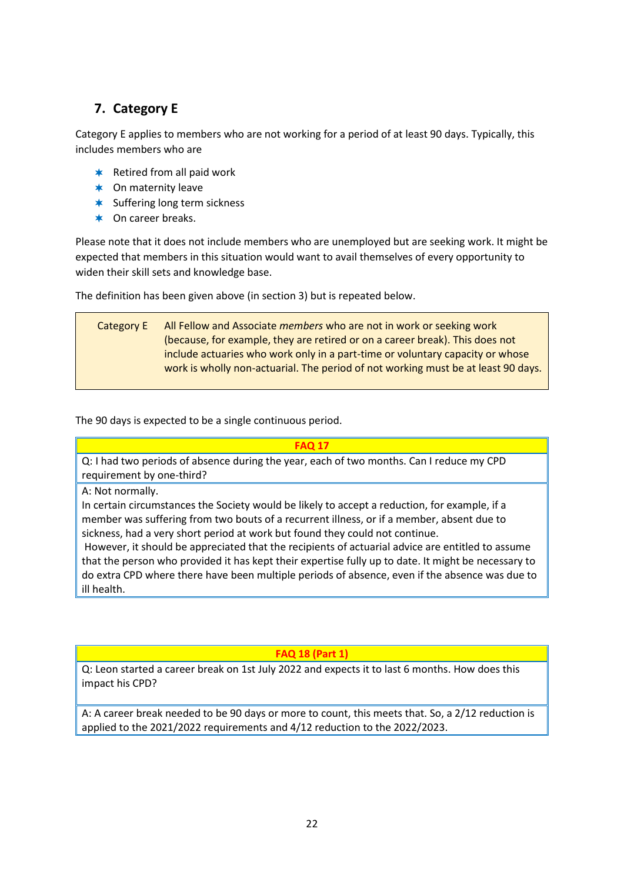## 7. Category E

Category E applies to members who are not working for a period of at least 90 days. Typically, this includes members who are

- Retired from all paid work
- On maternity leave
- Suffering long term sickness
- On career breaks.

Please note that it does not include members who are unemployed but are seeking work. It might be expected that members in this situation would want to avail themselves of every opportunity to widen their skill sets and knowledge base.

The definition has been given above (in section 3) but is repeated below.

| Category E | All Fellow and Associate *members* who are not in work or seeking work (because, for example, they are retired or on a career break). This does not include actuaries who work only in a part-time or voluntary capacity or whose work is wholly non-actuarial. The period of not working must be at least 90 days. |
|---|---|

The 90 days is expected to be a single continuous period.

| FAQ 17 |
|---|
| Q: I had two periods of absence during the year, each of two months. Can I reduce my CPD requirement by one-third? |
| A: Not normally.<br>In certain circumstances the Society would be likely to accept a reduction, for example, if a member was suffering from two bouts of a recurrent illness, or if a member, absent due to sickness, had a very short period at work but found they could not continue.<br>However, it should be appreciated that the recipients of actuarial advice are entitled to assume that the person who provided it has kept their expertise fully up to date. It might be necessary to do extra CPD where there have been multiple periods of absence, even if the absence was due to ill health. |

| FAQ 18 (Part 1) |
|---|
| Q: Leon started a career break on 1st July 2022 and expects it to last 6 months. How does this impact his CPD? |
| A: A career break needed to be 90 days or more to count, this meets that. So, a 2/12 reduction is applied to the 2021/2022 requirements and 4/12 reduction to the 2022/2023. |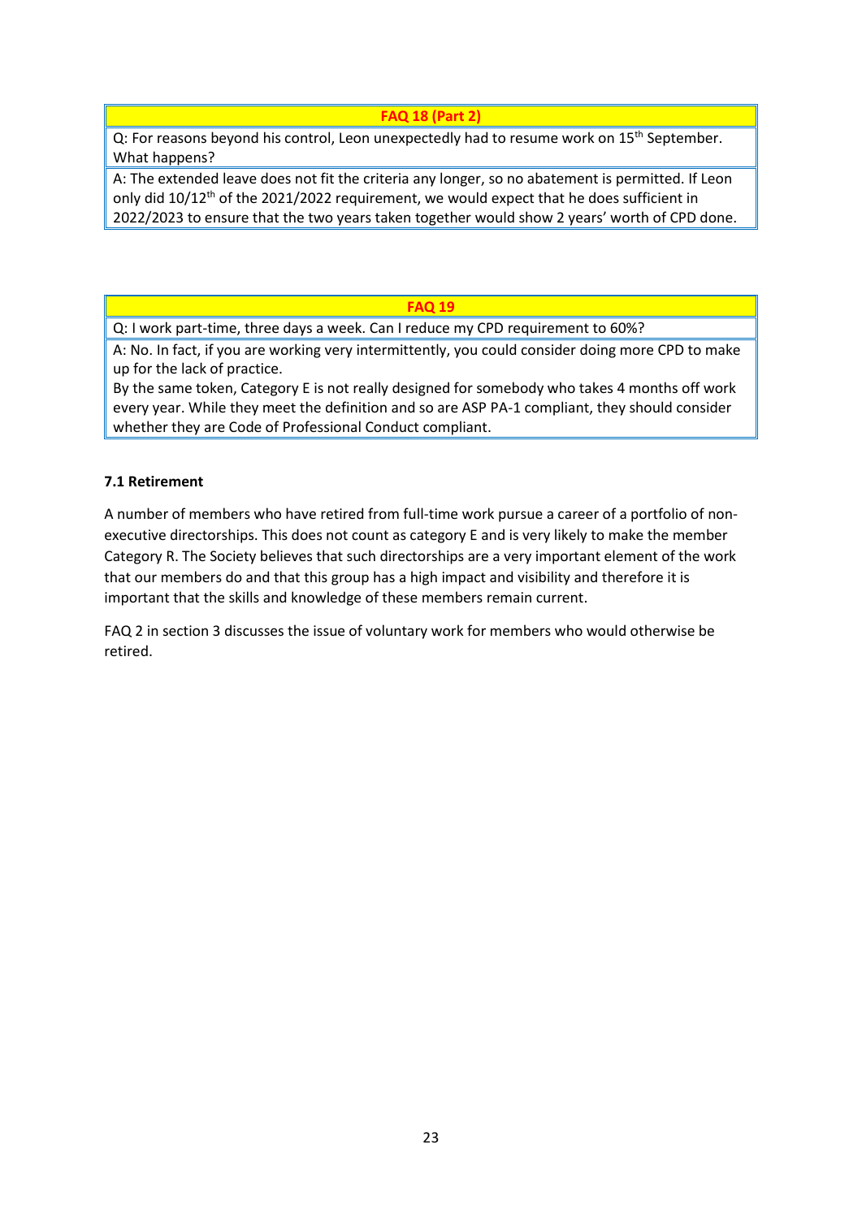| FAQ 18 (Part 2) |
| --- |
| Q: For reasons beyond his control, Leon unexpectedly had to resume work on 15th September. What happens? |
| A: The extended leave does not fit the criteria any longer, so no abatement is permitted. If Leon only did 10/12th of the 2021/2022 requirement, we would expect that he does sufficient in 2022/2023 to ensure that the two years taken together would show 2 years' worth of CPD done. |

| FAQ 19 |
| --- |
| Q: I work part-time, three days a week. Can I reduce my CPD requirement to 60%? |
| A: No. In fact, if you are working very intermittently, you could consider doing more CPD to make up for the lack of practice.<br>By the same token, Category E is not really designed for somebody who takes 4 months off work every year. While they meet the definition and so are ASP PA-1 compliant, they should consider whether they are Code of Professional Conduct compliant. |

### 7.1 Retirement

A number of members who have retired from full-time work pursue a career of a portfolio of non-executive directorships. This does not count as category E and is very likely to make the member Category R. The Society believes that such directorships are a very important element of the work that our members do and that this group has a high impact and visibility and therefore it is important that the skills and knowledge of these members remain current.

FAQ 2 in section 3 discusses the issue of voluntary work for members who would otherwise be retired.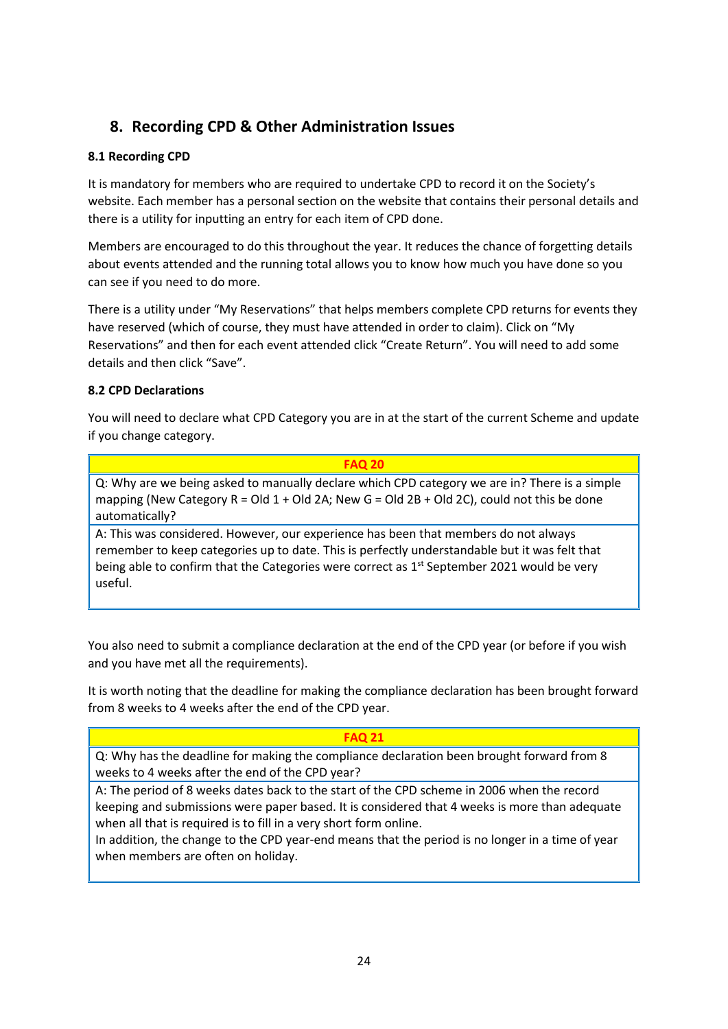## 8. Recording CPD & Other Administration Issues

### 8.1 Recording CPD

It is mandatory for members who are required to undertake CPD to record it on the Society's website. Each member has a personal section on the website that contains their personal details and there is a utility for inputting an entry for each item of CPD done.

Members are encouraged to do this throughout the year. It reduces the chance of forgetting details about events attended and the running total allows you to know how much you have done so you can see if you need to do more.

There is a utility under "My Reservations" that helps members complete CPD returns for events they have reserved (which of course, they must have attended in order to claim). Click on "My Reservations" and then for each event attended click "Create Return". You will need to add some details and then click "Save".

### 8.2 CPD Declarations

You will need to declare what CPD Category you are in at the start of the current Scheme and update if you change category.

| FAQ 20 |
| --- |
| Q: Why are we being asked to manually declare which CPD category we are in? There is a simple mapping (New Category R = Old 1 + Old 2A; New G = Old 2B + Old 2C), could not this be done automatically? |
| A: This was considered. However, our experience has been that members do not always remember to keep categories up to date. This is perfectly understandable but it was felt that being able to confirm that the Categories were correct as 1st September 2021 would be very useful. |

You also need to submit a compliance declaration at the end of the CPD year (or before if you wish and you have met all the requirements).

It is worth noting that the deadline for making the compliance declaration has been brought forward from 8 weeks to 4 weeks after the end of the CPD year.

| FAQ 21 |
| --- |
| Q: Why has the deadline for making the compliance declaration been brought forward from 8 weeks to 4 weeks after the end of the CPD year? |
| A: The period of 8 weeks dates back to the start of the CPD scheme in 2006 when the record keeping and submissions were paper based. It is considered that 4 weeks is more than adequate when all that is required is to fill in a very short form online.<br>In addition, the change to the CPD year-end means that the period is no longer in a time of year when members are often on holiday. |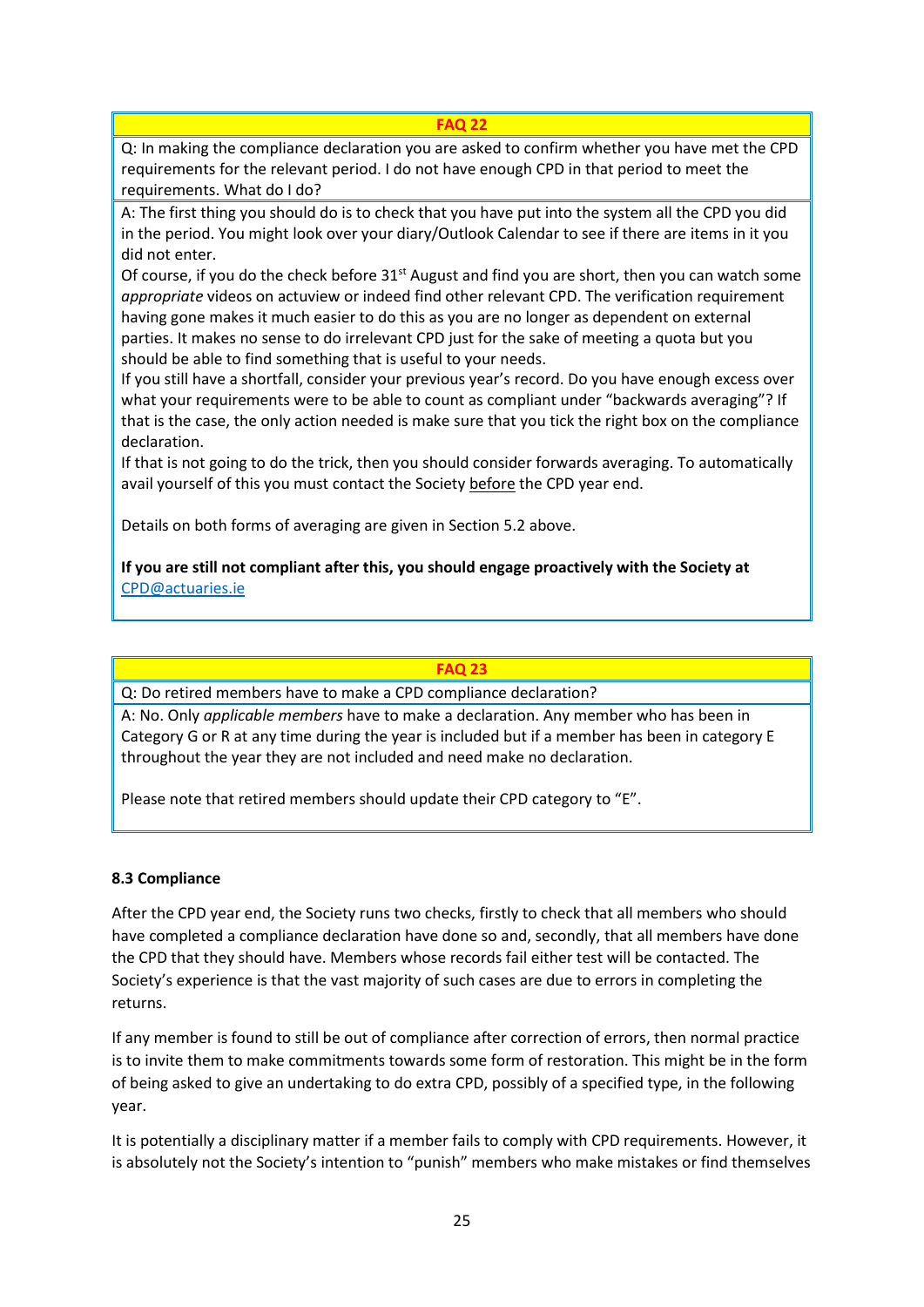**FAQ 22**

Q: In making the compliance declaration you are asked to confirm whether you have met the CPD requirements for the relevant period. I do not have enough CPD in that period to meet the requirements. What do I do?

A: The first thing you should do is to check that you have put into the system all the CPD you did in the period. You might look over your diary/Outlook Calendar to see if there are items in it you did not enter.

Of course, if you do the check before 31st August and find you are short, then you can watch some *appropriate* videos on actuview or indeed find other relevant CPD. The verification requirement having gone makes it much easier to do this as you are no longer as dependent on external parties. It makes no sense to do irrelevant CPD just for the sake of meeting a quota but you should be able to find something that is useful to your needs.

If you still have a shortfall, consider your previous year's record. Do you have enough excess over what your requirements were to be able to count as compliant under "backwards averaging"? If that is the case, the only action needed is make sure that you tick the right box on the compliance declaration.

If that is not going to do the trick, then you should consider forwards averaging. To automatically avail yourself of this you must contact the Society before the CPD year end.

Details on both forms of averaging are given in Section 5.2 above.

**If you are still not compliant after this, you should engage proactively with the Society at** CPD@actuaries.ie

**FAQ 23**

Q: Do retired members have to make a CPD compliance declaration?

A: No. Only *applicable members* have to make a declaration. Any member who has been in Category G or R at any time during the year is included but if a member has been in category E throughout the year they are not included and need make no declaration.

Please note that retired members should update their CPD category to "E".

### 8.3 Compliance

After the CPD year end, the Society runs two checks, firstly to check that all members who should have completed a compliance declaration have done so and, secondly, that all members have done the CPD that they should have. Members whose records fail either test will be contacted. The Society's experience is that the vast majority of such cases are due to errors in completing the returns.

If any member is found to still be out of compliance after correction of errors, then normal practice is to invite them to make commitments towards some form of restoration. This might be in the form of being asked to give an undertaking to do extra CPD, possibly of a specified type, in the following year.

It is potentially a disciplinary matter if a member fails to comply with CPD requirements. However, it is absolutely not the Society's intention to "punish" members who make mistakes or find themselves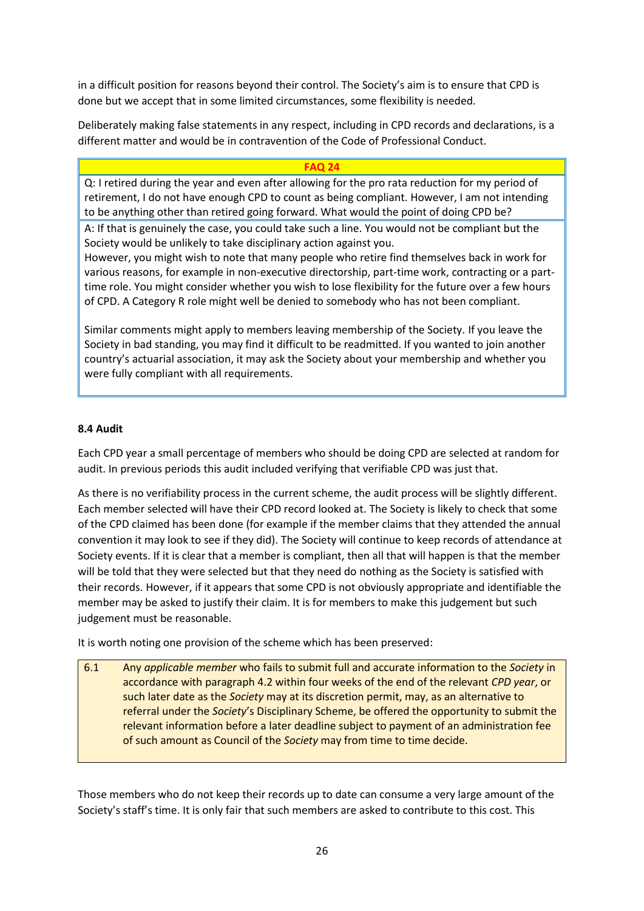in a difficult position for reasons beyond their control. The Society's aim is to ensure that CPD is done but we accept that in some limited circumstances, some flexibility is needed.

Deliberately making false statements in any respect, including in CPD records and declarations, is a different matter and would be in contravention of the Code of Professional Conduct.

| **FAQ 24** |
|---|
| Q: I retired during the year and even after allowing for the pro rata reduction for my period of retirement, I do not have enough CPD to count as being compliant. However, I am not intending to be anything other than retired going forward. What would the point of doing CPD be? |
| A: If that is genuinely the case, you could take such a line. You would not be compliant but the Society would be unlikely to take disciplinary action against you. However, you might wish to note that many people who retire find themselves back in work for various reasons, for example in non-executive directorship, part-time work, contracting or a part-time role. You might consider whether you wish to lose flexibility for the future over a few hours of CPD. A Category R role might well be denied to somebody who has not been compliant. <br><br> Similar comments might apply to members leaving membership of the Society. If you leave the Society in bad standing, you may find it difficult to be readmitted. If you wanted to join another country's actuarial association, it may ask the Society about your membership and whether you were fully compliant with all requirements. |

**8.4 Audit**

Each CPD year a small percentage of members who should be doing CPD are selected at random for audit. In previous periods this audit included verifying that verifiable CPD was just that.

As there is no verifiability process in the current scheme, the audit process will be slightly different. Each member selected will have their CPD record looked at. The Society is likely to check that some of the CPD claimed has been done (for example if the member claims that they attended the annual convention it may look to see if they did). The Society will continue to keep records of attendance at Society events. If it is clear that a member is compliant, then all that will happen is that the member will be told that they were selected but that they need do nothing as the Society is satisfied with their records. However, if it appears that some CPD is not obviously appropriate and identifiable the member may be asked to justify their claim. It is for members to make this judgement but such judgement must be reasonable.

It is worth noting one provision of the scheme which has been preserved:

| | |
|---|---|
| 6.1 | Any *applicable member* who fails to submit full and accurate information to the *Society* in accordance with paragraph 4.2 within four weeks of the end of the relevant *CPD year*, or such later date as the *Society* may at its discretion permit, may, as an alternative to referral under the *Society*'s Disciplinary Scheme, be offered the opportunity to submit the relevant information before a later deadline subject to payment of an administration fee of such amount as Council of the *Society* may from time to time decide. |

Those members who do not keep their records up to date can consume a very large amount of the Society's staff's time. It is only fair that such members are asked to contribute to this cost. This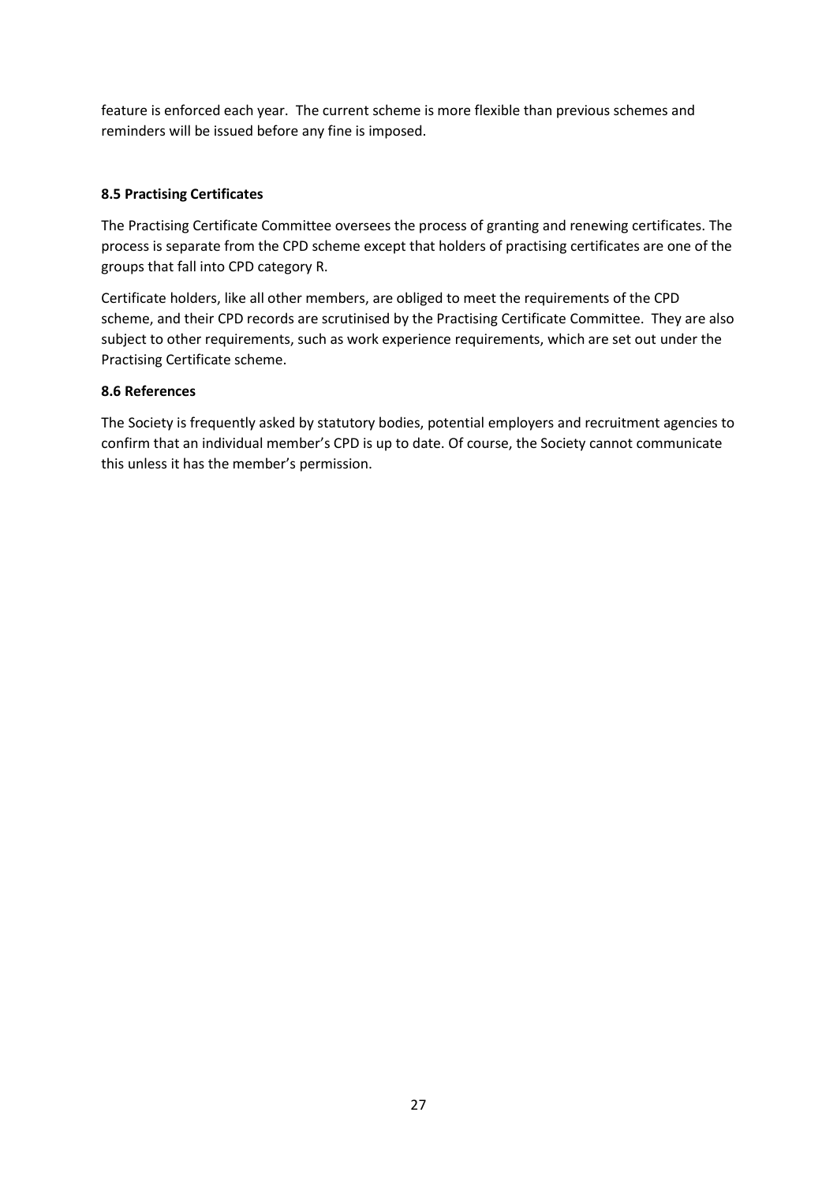feature is enforced each year. The current scheme is more flexible than previous schemes and reminders will be issued before any fine is imposed.

**8.5 Practising Certificates**

The Practising Certificate Committee oversees the process of granting and renewing certificates. The process is separate from the CPD scheme except that holders of practising certificates are one of the groups that fall into CPD category R.

Certificate holders, like all other members, are obliged to meet the requirements of the CPD scheme, and their CPD records are scrutinised by the Practising Certificate Committee. They are also subject to other requirements, such as work experience requirements, which are set out under the Practising Certificate scheme.

**8.6 References**

The Society is frequently asked by statutory bodies, potential employers and recruitment agencies to confirm that an individual member's CPD is up to date. Of course, the Society cannot communicate this unless it has the member's permission.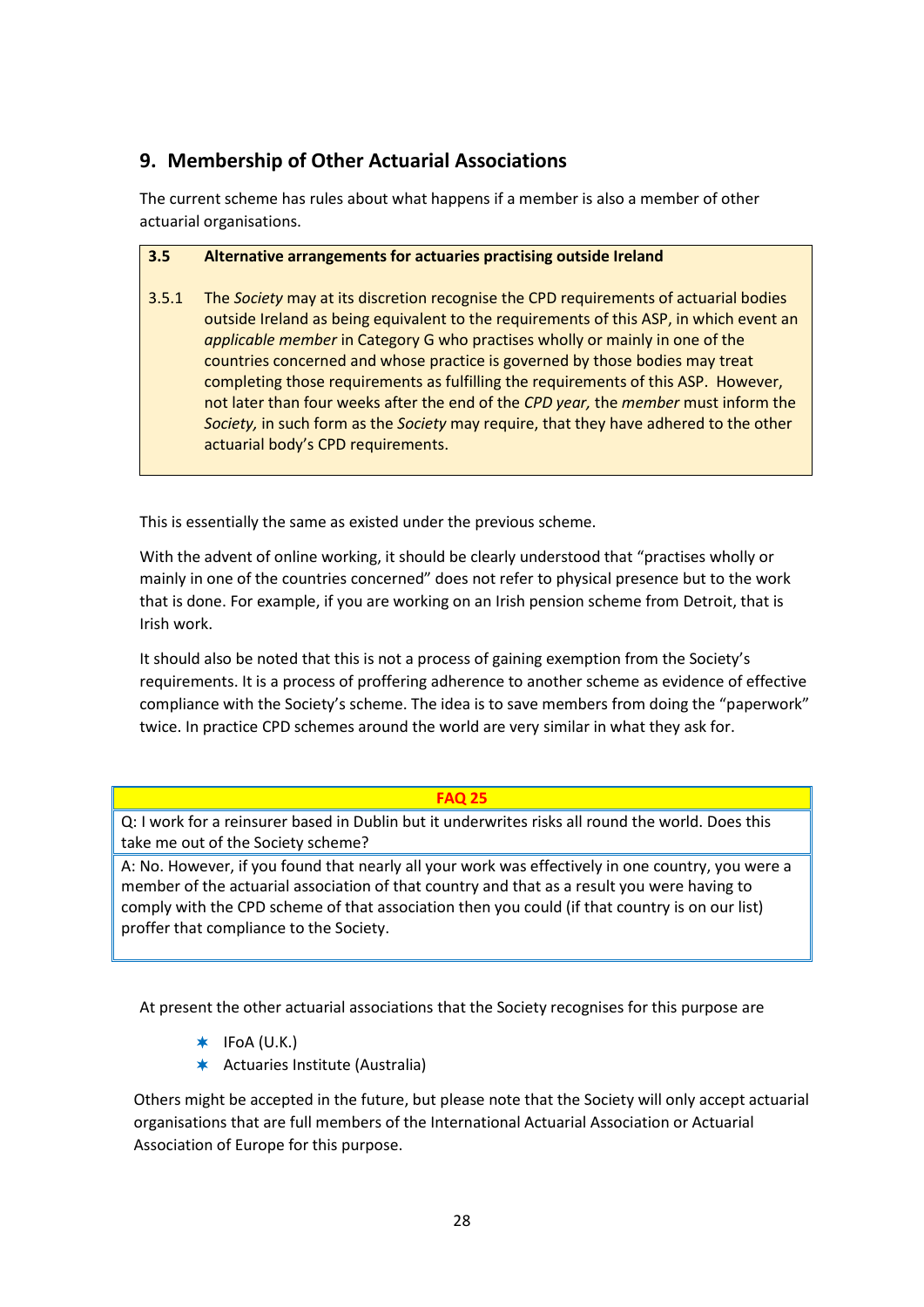## 9. Membership of Other Actuarial Associations

The current scheme has rules about what happens if a member is also a member of other actuarial organisations.

> **3.5 Alternative arrangements for actuaries practising outside Ireland**
>
> 3.5.1 The *Society* may at its discretion recognise the CPD requirements of actuarial bodies outside Ireland as being equivalent to the requirements of this ASP, in which event an *applicable member* in Category G who practises wholly or mainly in one of the countries concerned and whose practice is governed by those bodies may treat completing those requirements as fulfilling the requirements of this ASP. However, not later than four weeks after the end of the *CPD year,* the *member* must inform the *Society,* in such form as the *Society* may require, that they have adhered to the other actuarial body's CPD requirements.

This is essentially the same as existed under the previous scheme.

With the advent of online working, it should be clearly understood that "practises wholly or mainly in one of the countries concerned" does not refer to physical presence but to the work that is done. For example, if you are working on an Irish pension scheme from Detroit, that is Irish work.

It should also be noted that this is not a process of gaining exemption from the Society's requirements. It is a process of proffering adherence to another scheme as evidence of effective compliance with the Society's scheme. The idea is to save members from doing the "paperwork" twice. In practice CPD schemes around the world are very similar in what they ask for.

| FAQ 25 |
|---|
| Q: I work for a reinsurer based in Dublin but it underwrites risks all round the world. Does this take me out of the Society scheme? |
| A: No. However, if you found that nearly all your work was effectively in one country, you were a member of the actuarial association of that country and that as a result you were having to comply with the CPD scheme of that association then you could (if that country is on our list) proffer that compliance to the Society. |

At present the other actuarial associations that the Society recognises for this purpose are

- IFoA (U.K.)
- Actuaries Institute (Australia)

Others might be accepted in the future, but please note that the Society will only accept actuarial organisations that are full members of the International Actuarial Association or Actuarial Association of Europe for this purpose.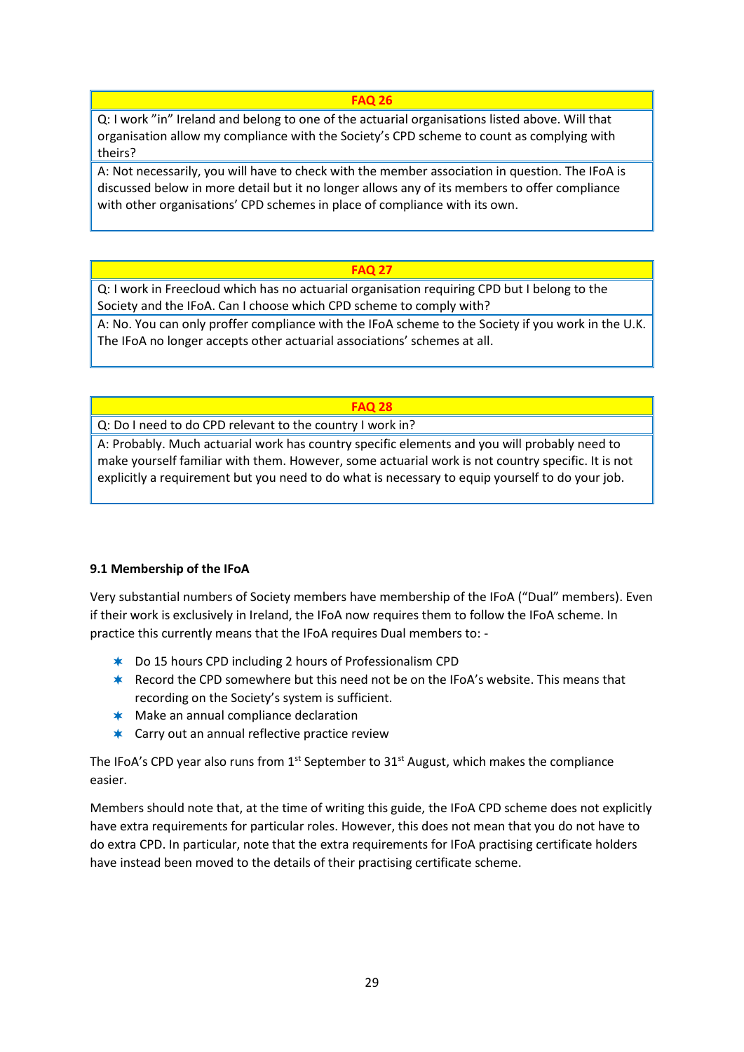| FAQ 26 |
|---|
| Q: I work "in" Ireland and belong to one of the actuarial organisations listed above. Will that organisation allow my compliance with the Society's CPD scheme to count as complying with theirs? |
| A: Not necessarily, you will have to check with the member association in question. The IFoA is discussed below in more detail but it no longer allows any of its members to offer compliance with other organisations' CPD schemes in place of compliance with its own. |

| FAQ 27 |
|---|
| Q: I work in Freecloud which has no actuarial organisation requiring CPD but I belong to the Society and the IFoA. Can I choose which CPD scheme to comply with? |
| A: No. You can only proffer compliance with the IFoA scheme to the Society if you work in the U.K. The IFoA no longer accepts other actuarial associations' schemes at all. |

| FAQ 28 |
|---|
| Q: Do I need to do CPD relevant to the country I work in? |
| A: Probably. Much actuarial work has country specific elements and you will probably need to make yourself familiar with them. However, some actuarial work is not country specific. It is not explicitly a requirement but you need to do what is necessary to equip yourself to do your job. |

**9.1 Membership of the IFoA**

Very substantial numbers of Society members have membership of the IFoA ("Dual" members). Even if their work is exclusively in Ireland, the IFoA now requires them to follow the IFoA scheme. In practice this currently means that the IFoA requires Dual members to: -

- Do 15 hours CPD including 2 hours of Professionalism CPD
- Record the CPD somewhere but this need not be on the IFoA's website. This means that recording on the Society's system is sufficient.
- Make an annual compliance declaration
- Carry out an annual reflective practice review

The IFoA's CPD year also runs from 1st September to 31st August, which makes the compliance easier.

Members should note that, at the time of writing this guide, the IFoA CPD scheme does not explicitly have extra requirements for particular roles. However, this does not mean that you do not have to do extra CPD. In particular, note that the extra requirements for IFoA practising certificate holders have instead been moved to the details of their practising certificate scheme.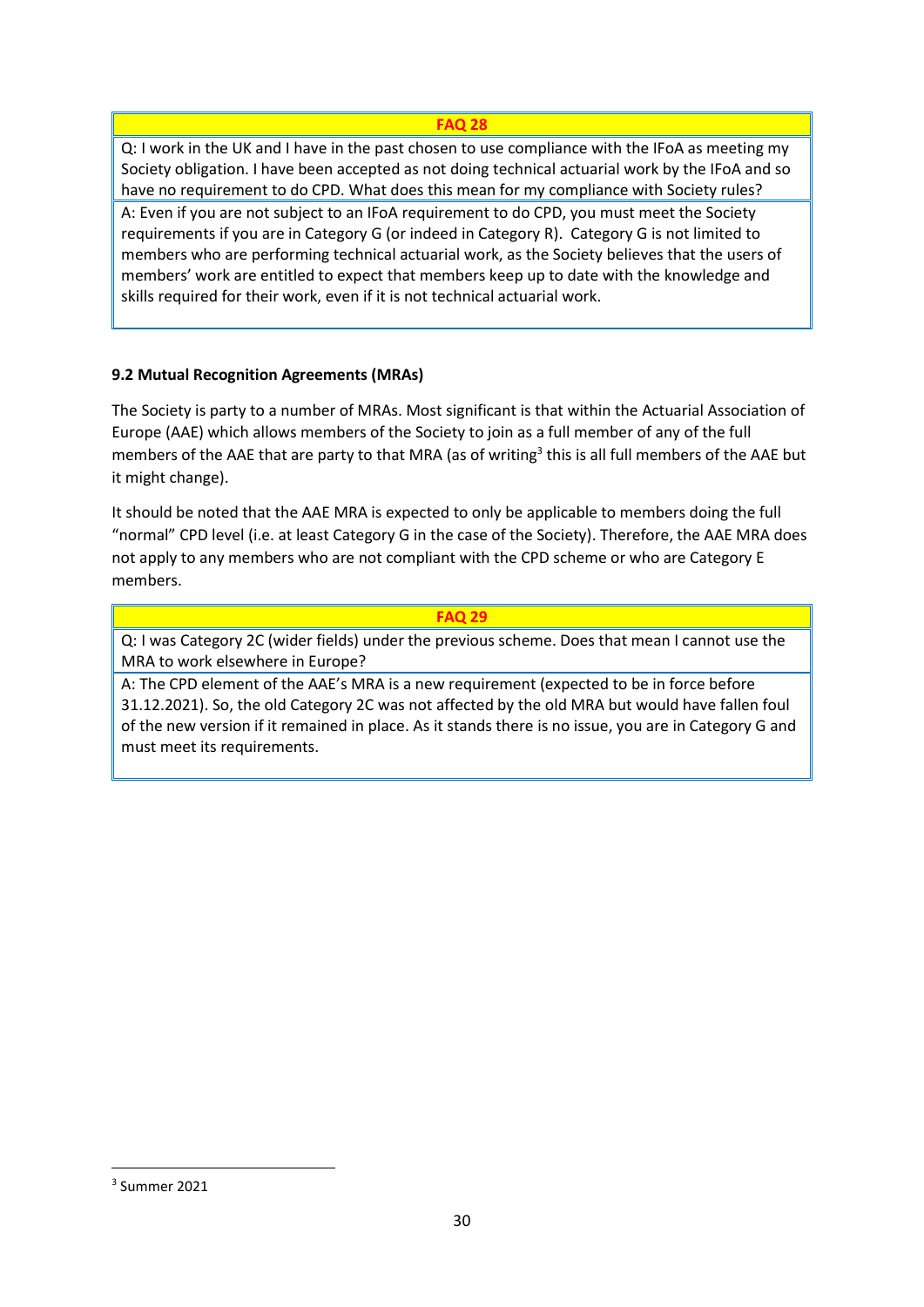| FAQ 28 |
| --- |
| Q: I work in the UK and I have in the past chosen to use compliance with the IFoA as meeting my Society obligation. I have been accepted as not doing technical actuarial work by the IFoA and so have no requirement to do CPD. What does this mean for my compliance with Society rules? |
| A: Even if you are not subject to an IFoA requirement to do CPD, you must meet the Society requirements if you are in Category G (or indeed in Category R). Category G is not limited to members who are performing technical actuarial work, as the Society believes that the users of members' work are entitled to expect that members keep up to date with the knowledge and skills required for their work, even if it is not technical actuarial work. |

### 9.2 Mutual Recognition Agreements (MRAs)

The Society is party to a number of MRAs. Most significant is that within the Actuarial Association of Europe (AAE) which allows members of the Society to join as a full member of any of the full members of the AAE that are party to that MRA (as of writing[3] this is all full members of the AAE but it might change).

It should be noted that the AAE MRA is expected to only be applicable to members doing the full "normal" CPD level (i.e. at least Category G in the case of the Society). Therefore, the AAE MRA does not apply to any members who are not compliant with the CPD scheme or who are Category E members.

| FAQ 29 |
| --- |
| Q: I was Category 2C (wider fields) under the previous scheme. Does that mean I cannot use the MRA to work elsewhere in Europe? |
| A: The CPD element of the AAE's MRA is a new requirement (expected to be in force before 31.12.2021). So, the old Category 2C was not affected by the old MRA but would have fallen foul of the new version if it remained in place. As it stands there is no issue, you are in Category G and must meet its requirements. |

[3] Summer 2021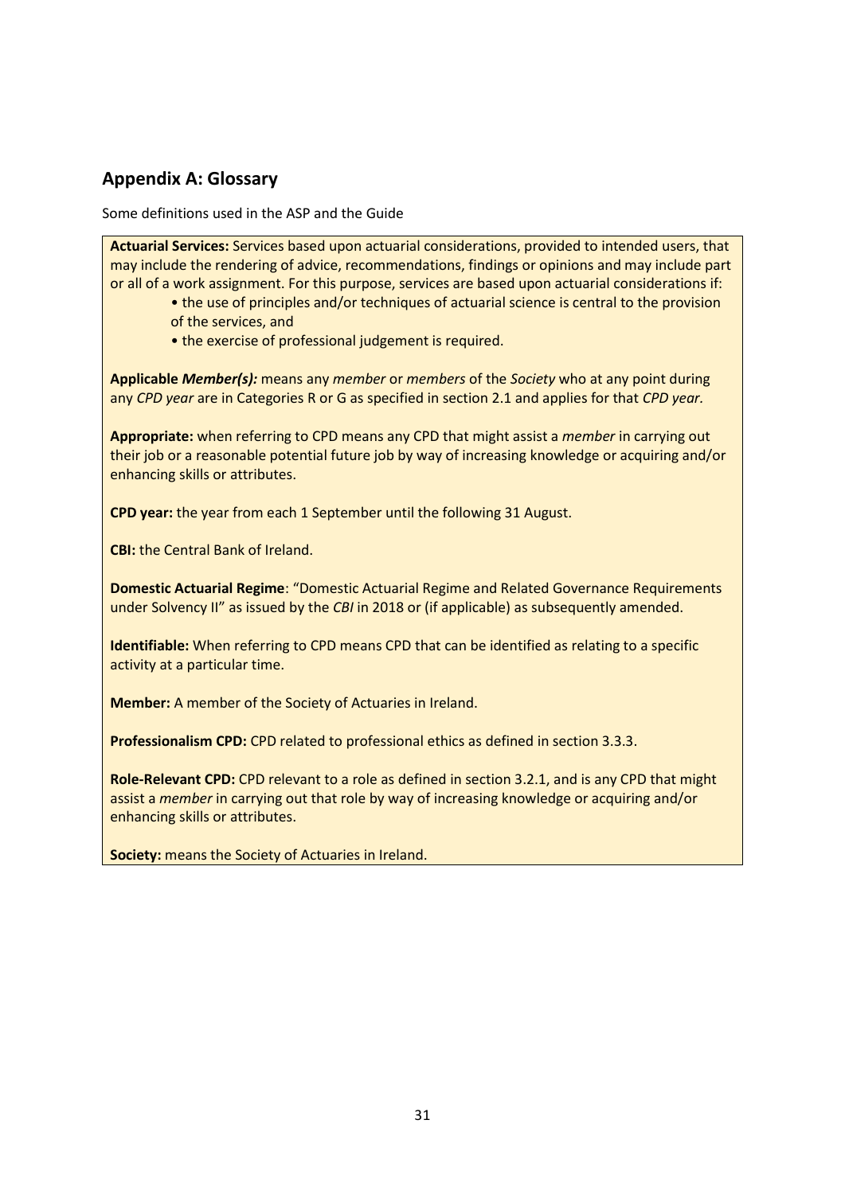## Appendix A: Glossary

Some definitions used in the ASP and the Guide

**Actuarial Services:** Services based upon actuarial considerations, provided to intended users, that may include the rendering of advice, recommendations, findings or opinions and may include part or all of a work assignment. For this purpose, services are based upon actuarial considerations if:

- the use of principles and/or techniques of actuarial science is central to the provision of the services, and
- the exercise of professional judgement is required.

**Applicable *Member(s):*** means any *member* or *members* of the *Society* who at any point during any *CPD year* are in Categories R or G as specified in section 2.1 and applies for that *CPD year.*

**Appropriate:** when referring to CPD means any CPD that might assist a *member* in carrying out their job or a reasonable potential future job by way of increasing knowledge or acquiring and/or enhancing skills or attributes.

**CPD year:** the year from each 1 September until the following 31 August.

**CBI:** the Central Bank of Ireland.

**Domestic Actuarial Regime**: "Domestic Actuarial Regime and Related Governance Requirements under Solvency II" as issued by the *CBI* in 2018 or (if applicable) as subsequently amended.

**Identifiable:** When referring to CPD means CPD that can be identified as relating to a specific activity at a particular time.

**Member:** A member of the Society of Actuaries in Ireland.

**Professionalism CPD:** CPD related to professional ethics as defined in section 3.3.3.

**Role-Relevant CPD:** CPD relevant to a role as defined in section 3.2.1, and is any CPD that might assist a *member* in carrying out that role by way of increasing knowledge or acquiring and/or enhancing skills or attributes.

**Society:** means the Society of Actuaries in Ireland.